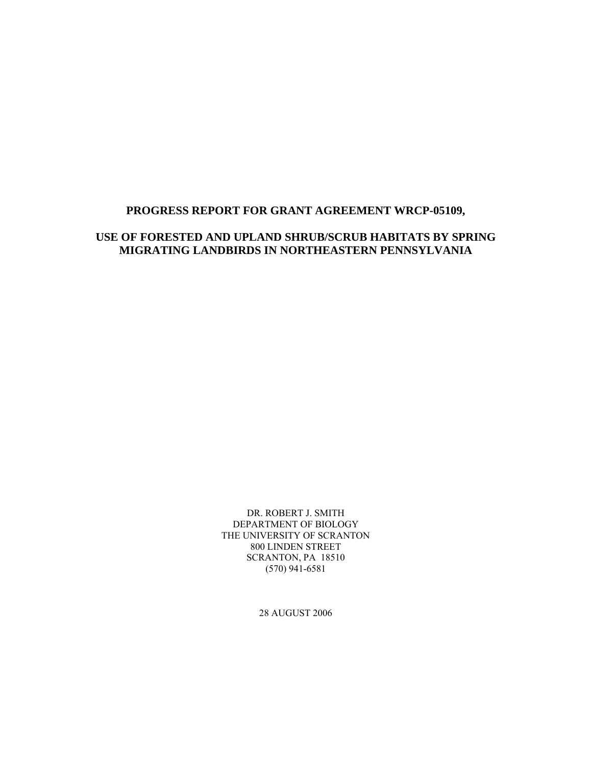# PROGRESS REPORT FOR GRANT AGREEMENT WRCP-05109,

# USE OF FORESTED AND UPLAND SHRUB/SCRUB HABITATS BY SPRING MIGRATING LANDBIRDS IN NORTHEASTERN PENNSYLVANIA

DR. ROBERT J. SMITH
DEPARTMENT OF BIOLOGY
THE UNIVERSITY OF SCRANTON
800 LINDEN STREET
SCRANTON, PA 18510
(570) 941-6581

28 AUGUST 2006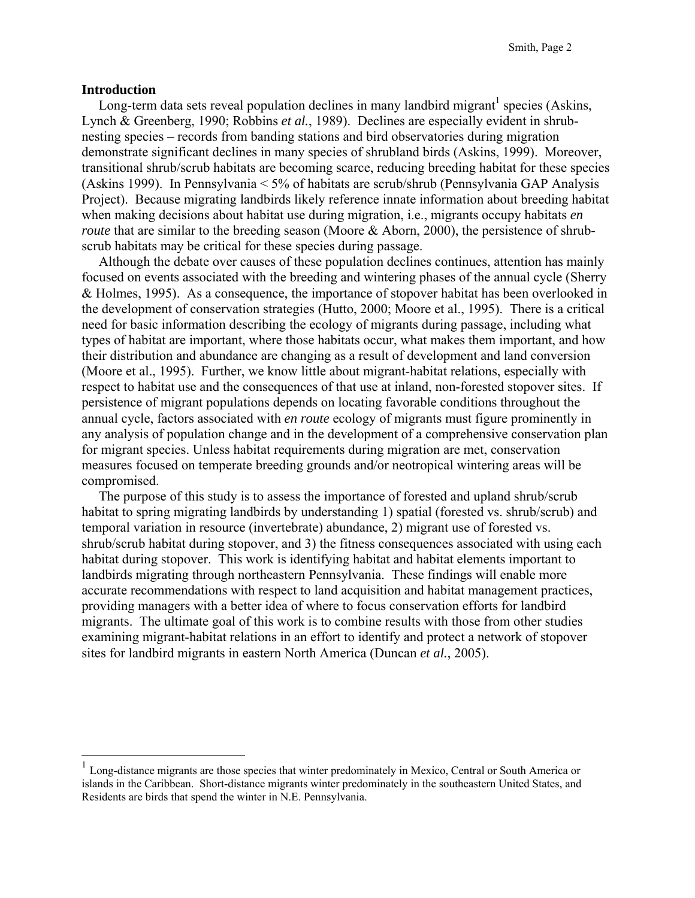## Introduction

Long-term data sets reveal population declines in many landbird migrant[1] species (Askins, Lynch & Greenberg, 1990; Robbins *et al.*, 1989). Declines are especially evident in shrub-nesting species – records from banding stations and bird observatories during migration demonstrate significant declines in many species of shrubland birds (Askins, 1999). Moreover, transitional shrub/scrub habitats are becoming scarce, reducing breeding habitat for these species (Askins 1999). In Pennsylvania < 5% of habitats are scrub/shrub (Pennsylvania GAP Analysis Project). Because migrating landbirds likely reference innate information about breeding habitat when making decisions about habitat use during migration, i.e., migrants occupy habitats *en route* that are similar to the breeding season (Moore & Aborn, 2000), the persistence of shrub-scrub habitats may be critical for these species during passage.

Although the debate over causes of these population declines continues, attention has mainly focused on events associated with the breeding and wintering phases of the annual cycle (Sherry & Holmes, 1995). As a consequence, the importance of stopover habitat has been overlooked in the development of conservation strategies (Hutto, 2000; Moore et al., 1995). There is a critical need for basic information describing the ecology of migrants during passage, including what types of habitat are important, where those habitats occur, what makes them important, and how their distribution and abundance are changing as a result of development and land conversion (Moore et al., 1995). Further, we know little about migrant-habitat relations, especially with respect to habitat use and the consequences of that use at inland, non-forested stopover sites. If persistence of migrant populations depends on locating favorable conditions throughout the annual cycle, factors associated with *en route* ecology of migrants must figure prominently in any analysis of population change and in the development of a comprehensive conservation plan for migrant species. Unless habitat requirements during migration are met, conservation measures focused on temperate breeding grounds and/or neotropical wintering areas will be compromised.

The purpose of this study is to assess the importance of forested and upland shrub/scrub habitat to spring migrating landbirds by understanding 1) spatial (forested vs. shrub/scrub) and temporal variation in resource (invertebrate) abundance, 2) migrant use of forested vs. shrub/scrub habitat during stopover, and 3) the fitness consequences associated with using each habitat during stopover. This work is identifying habitat and habitat elements important to landbirds migrating through northeastern Pennsylvania. These findings will enable more accurate recommendations with respect to land acquisition and habitat management practices, providing managers with a better idea of where to focus conservation efforts for landbird migrants. The ultimate goal of this work is to combine results with those from other studies examining migrant-habitat relations in an effort to identify and protect a network of stopover sites for landbird migrants in eastern North America (Duncan *et al.*, 2005).

---

[1] Long-distance migrants are those species that winter predominately in Mexico, Central or South America or islands in the Caribbean. Short-distance migrants winter predominately in the southeastern United States, and Residents are birds that spend the winter in N.E. Pennsylvania.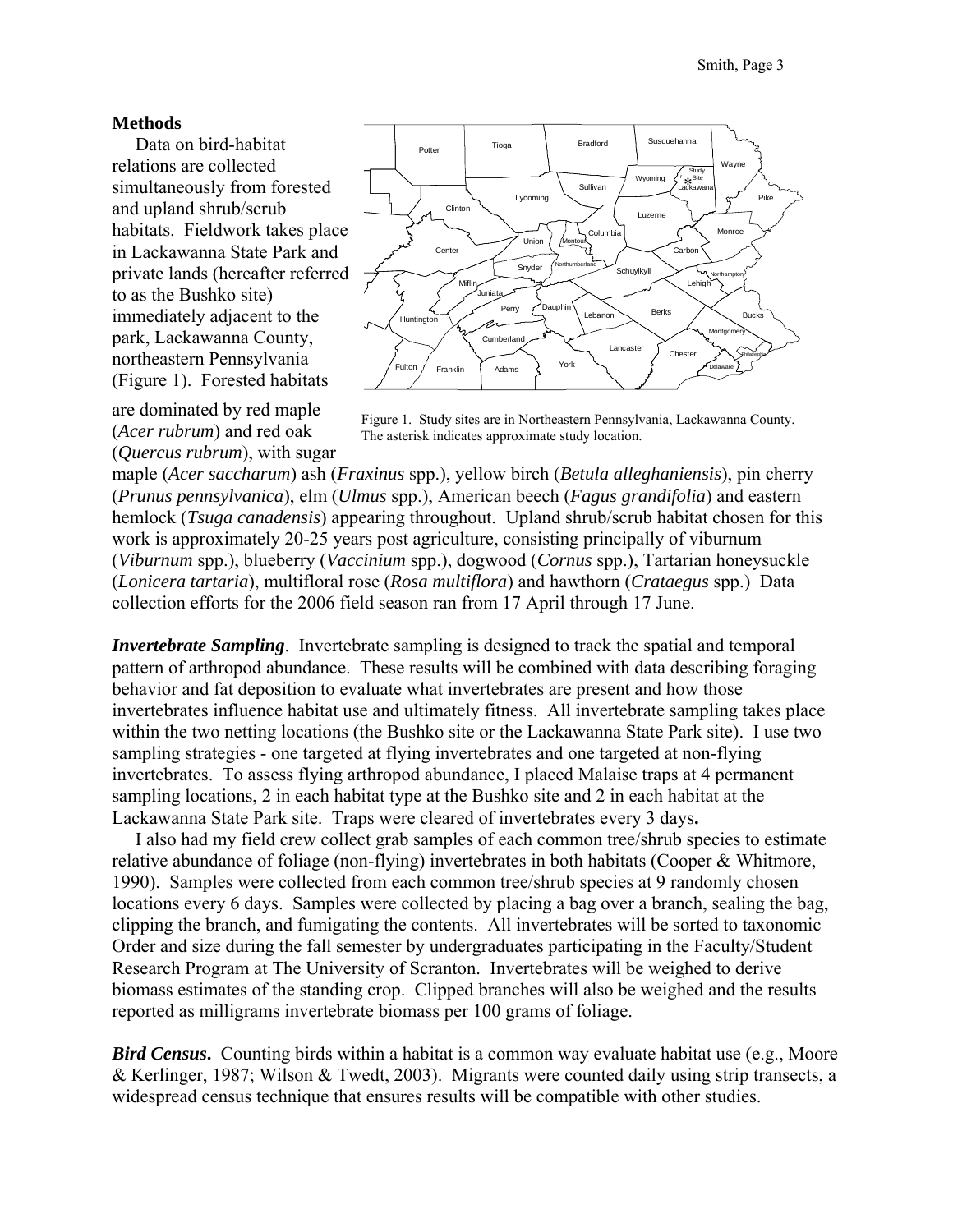**Methods**

Data on bird-habitat relations are collected simultaneously from forested and upland shrub/scrub habitats. Fieldwork takes place in Lackawanna State Park and private lands (hereafter referred to as the Bushko site) immediately adjacent to the park, Lackawanna County, northeastern Pennsylvania (Figure 1). Forested habitats are dominated by red maple (*Acer rubrum*) and red oak (*Quercus rubrum*), with sugar maple (*Acer saccharum*) ash (*Fraxinus* spp.), yellow birch (*Betula alleghaniensis*), pin cherry (*Prunus pennsylvanica*), elm (*Ulmus* spp.), American beech (*Fagus grandifolia*) and eastern hemlock (*Tsuga canadensis*) appearing throughout. Upland shrub/scrub habitat chosen for this work is approximately 20-25 years post agriculture, consisting principally of viburnum (*Viburnum* spp.), blueberry (*Vaccinium* spp.), dogwood (*Cornus* spp.), Tartarian honeysuckle (*Lonicera tartaria*), multifloral rose (*Rosa multiflora*) and hawthorn (*Crataegus* spp.) Data collection efforts for the 2006 field season ran from 17 April through 17 June.

Figure 1. Study sites are in Northeastern Pennsylvania, Lackawanna County. The asterisk indicates approximate study location.

***Invertebrate Sampling***. Invertebrate sampling is designed to track the spatial and temporal pattern of arthropod abundance. These results will be combined with data describing foraging behavior and fat deposition to evaluate what invertebrates are present and how those invertebrates influence habitat use and ultimately fitness. All invertebrate sampling takes place within the two netting locations (the Bushko site or the Lackawanna State Park site). I use two sampling strategies - one targeted at flying invertebrates and one targeted at non-flying invertebrates. To assess flying arthropod abundance, I placed Malaise traps at 4 permanent sampling locations, 2 in each habitat type at the Bushko site and 2 in each habitat at the Lackawanna State Park site. Traps were cleared of invertebrates every 3 days**.**

I also had my field crew collect grab samples of each common tree/shrub species to estimate relative abundance of foliage (non-flying) invertebrates in both habitats (Cooper & Whitmore, 1990). Samples were collected from each common tree/shrub species at 9 randomly chosen locations every 6 days. Samples were collected by placing a bag over a branch, sealing the bag, clipping the branch, and fumigating the contents. All invertebrates will be sorted to taxonomic Order and size during the fall semester by undergraduates participating in the Faculty/Student Research Program at The University of Scranton. Invertebrates will be weighed to derive biomass estimates of the standing crop. Clipped branches will also be weighed and the results reported as milligrams invertebrate biomass per 100 grams of foliage.

***Bird Census***. Counting birds within a habitat is a common way evaluate habitat use (e.g., Moore & Kerlinger, 1987; Wilson & Twedt, 2003). Migrants were counted daily using strip transects, a widespread census technique that ensures results will be compatible with other studies.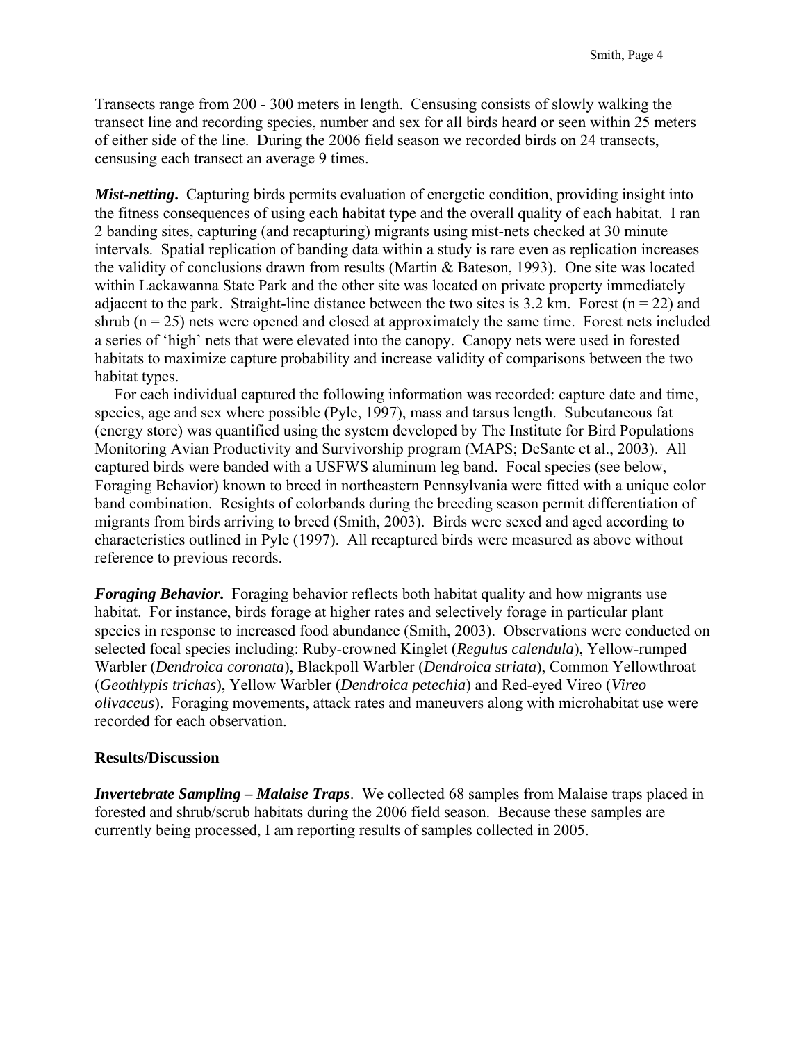Transects range from 200 - 300 meters in length. Censusing consists of slowly walking the transect line and recording species, number and sex for all birds heard or seen within 25 meters of either side of the line. During the 2006 field season we recorded birds on 24 transects, censusing each transect an average 9 times.

***Mist-netting***. Capturing birds permits evaluation of energetic condition, providing insight into the fitness consequences of using each habitat type and the overall quality of each habitat. I ran 2 banding sites, capturing (and recapturing) migrants using mist-nets checked at 30 minute intervals. Spatial replication of banding data within a study is rare even as replication increases the validity of conclusions drawn from results (Martin & Bateson, 1993). One site was located within Lackawanna State Park and the other site was located on private property immediately adjacent to the park. Straight-line distance between the two sites is 3.2 km. Forest ($n = 22$) and shrub ($n = 25$) nets were opened and closed at approximately the same time. Forest nets included a series of 'high' nets that were elevated into the canopy. Canopy nets were used in forested habitats to maximize capture probability and increase validity of comparisons between the two habitat types.

For each individual captured the following information was recorded: capture date and time, species, age and sex where possible (Pyle, 1997), mass and tarsus length. Subcutaneous fat (energy store) was quantified using the system developed by The Institute for Bird Populations Monitoring Avian Productivity and Survivorship program (MAPS; DeSante et al., 2003). All captured birds were banded with a USFWS aluminum leg band. Focal species (see below, Foraging Behavior) known to breed in northeastern Pennsylvania were fitted with a unique color band combination. Resights of colorbands during the breeding season permit differentiation of migrants from birds arriving to breed (Smith, 2003). Birds were sexed and aged according to characteristics outlined in Pyle (1997). All recaptured birds were measured as above without reference to previous records.

***Foraging Behavior***. Foraging behavior reflects both habitat quality and how migrants use habitat. For instance, birds forage at higher rates and selectively forage in particular plant species in response to increased food abundance (Smith, 2003). Observations were conducted on selected focal species including: Ruby-crowned Kinglet (*Regulus calendula*), Yellow-rumped Warbler (*Dendroica coronata*), Blackpoll Warbler (*Dendroica striata*), Common Yellowthroat (*Geothlypis trichas*), Yellow Warbler (*Dendroica petechia*) and Red-eyed Vireo (*Vireo olivaceus*). Foraging movements, attack rates and maneuvers along with microhabitat use were recorded for each observation.

## Results/Discussion

***Invertebrate Sampling – Malaise Traps***. We collected 68 samples from Malaise traps placed in forested and shrub/scrub habitats during the 2006 field season. Because these samples are currently being processed, I am reporting results of samples collected in 2005.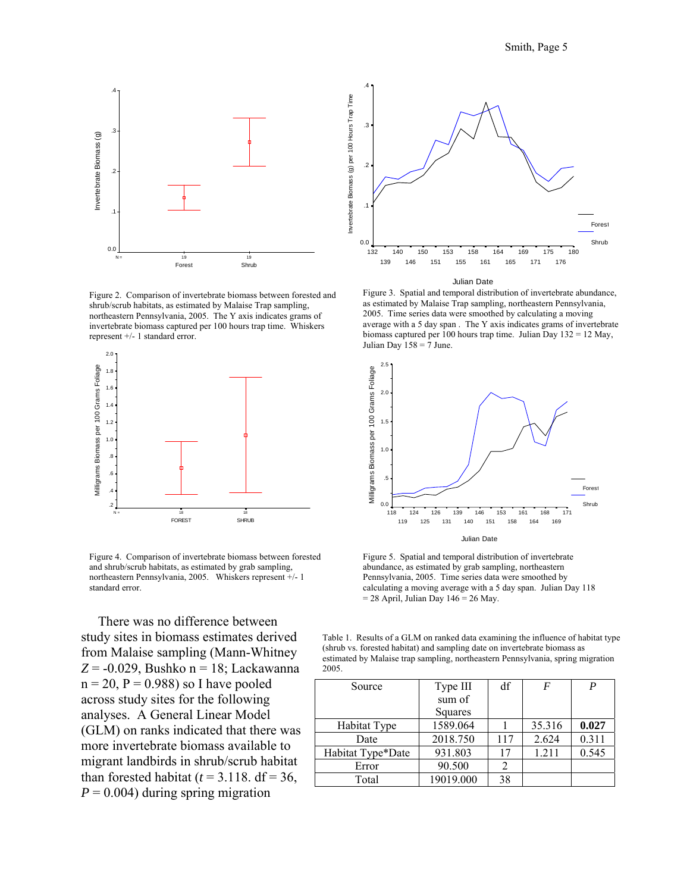Figure 2. Comparison of invertebrate biomass between forested and shrub/scrub habitats, as estimated by Malaise Trap sampling, northeastern Pennsylvania, 2005. The Y axis indicates grams of invertebrate biomass captured per 100 hours trap time. Whiskers represent +/- 1 standard error.

Figure 3. Spatial and temporal distribution of invertebrate abundance, as estimated by Malaise Trap sampling, northeastern Pennsylvania, 2005. Time series data were smoothed by calculating a moving average with a 5 day span . The Y axis indicates grams of invertebrate biomass captured per 100 hours trap time. Julian Day 132 = 12 May, Julian Day 158 = 7 June.

Figure 4. Comparison of invertebrate biomass between forested and shrub/scrub habitats, as estimated by grab sampling, northeastern Pennsylvania, 2005. Whiskers represent +/- 1 standard error.

Figure 5. Spatial and temporal distribution of invertebrate abundance, as estimated by grab sampling, northeastern Pennsylvania, 2005. Time series data were smoothed by calculating a moving average with a 5 day span. Julian Day 118 = 28 April, Julian Day 146 = 26 May.

There was no difference between study sites in biomass estimates derived from Malaise sampling (Mann-Whitney $Z$ = -0.029, Bushko n = 18; Lackawanna n = 20, P = 0.988) so I have pooled across study sites for the following analyses. A General Linear Model (GLM) on ranks indicated that there was more invertebrate biomass available to migrant landbirds in shrub/scrub habitat than forested habitat ($t$ = 3.118. df = 36, $P$ = 0.004) during spring migration

Table 1. Results of a GLM on ranked data examining the influence of habitat type (shrub vs. forested habitat) and sampling date on invertebrate biomass as estimated by Malaise trap sampling, northeastern Pennsylvania, spring migration 2005.

| Source | Type III sum of Squares | df | $F$ | $P$ |
|---|---|---|---|---|
| Habitat Type | 1589.064 | 1 | 35.316 | **0.027** |
| Date | 2018.750 | 117 | 2.624 | 0.311 |
| Habitat Type*Date | 931.803 | 17 | 1.211 | 0.545 |
| Error | 90.500 | 2 | | |
| Total | 19019.000 | 38 | | |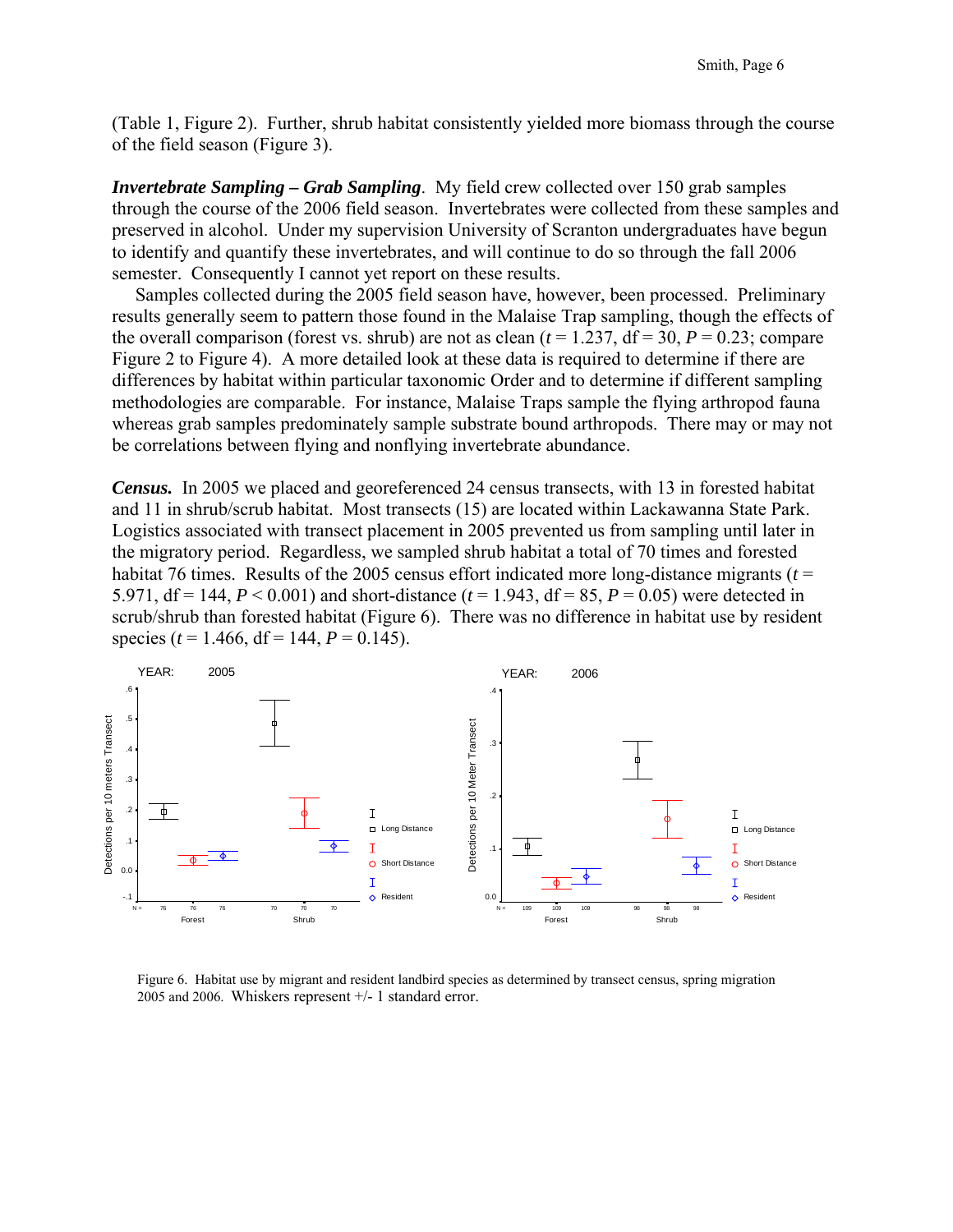(Table 1, Figure 2). Further, shrub habitat consistently yielded more biomass through the course of the field season (Figure 3).

***Invertebrate Sampling – Grab Sampling***. My field crew collected over 150 grab samples through the course of the 2006 field season. Invertebrates were collected from these samples and preserved in alcohol. Under my supervision University of Scranton undergraduates have begun to identify and quantify these invertebrates, and will continue to do so through the fall 2006 semester. Consequently I cannot yet report on these results.

Samples collected during the 2005 field season have, however, been processed. Preliminary results generally seem to pattern those found in the Malaise Trap sampling, though the effects of the overall comparison (forest vs. shrub) are not as clean ($t$ = 1.237, df = 30, $P$ = 0.23; compare Figure 2 to Figure 4). A more detailed look at these data is required to determine if there are differences by habitat within particular taxonomic Order and to determine if different sampling methodologies are comparable. For instance, Malaise Traps sample the flying arthropod fauna whereas grab samples predominately sample substrate bound arthropods. There may or may not be correlations between flying and nonflying invertebrate abundance.

***Census.*** In 2005 we placed and georeferenced 24 census transects, with 13 in forested habitat and 11 in shrub/scrub habitat. Most transects (15) are located within Lackawanna State Park. Logistics associated with transect placement in 2005 prevented us from sampling until later in the migratory period. Regardless, we sampled shrub habitat a total of 70 times and forested habitat 76 times. Results of the 2005 census effort indicated more long-distance migrants ($t$ = 5.971, df = 144, $P$ < 0.001) and short-distance ($t$ = 1.943, df = 85, $P$ = 0.05) were detected in scrub/shrub than forested habitat (Figure 6). There was no difference in habitat use by resident species ($t$ = 1.466, df = 144, $P$ = 0.145).

Figure 6. Habitat use by migrant and resident landbird species as determined by transect census, spring migration 2005 and 2006. Whiskers represent +/- 1 standard error.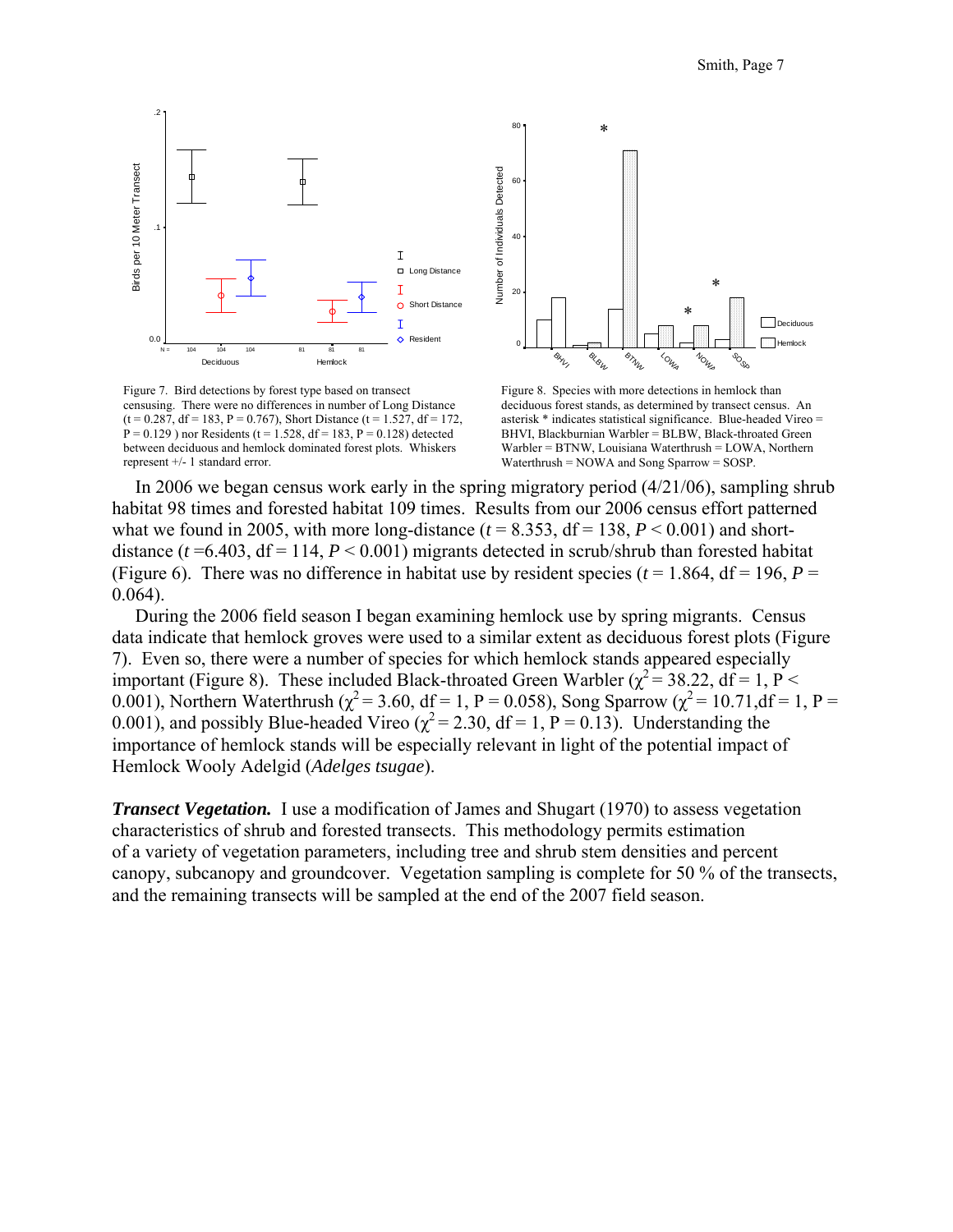Figure 7. Bird detections by forest type based on transect censusing. There were no differences in number of Long Distance ($t = 0.287$, df = 183, $P = 0.767$), Short Distance ($t = 1.527$, df = 172, $P = 0.129$ ) nor Residents ($t = 1.528$, df = 183, $P = 0.128$) detected between deciduous and hemlock dominated forest plots. Whiskers represent +/- 1 standard error.

Figure 8. Species with more detections in hemlock than deciduous forest stands, as determined by transect census. An asterisk * indicates statistical significance. Blue-headed Vireo = BHVI, Blackburnian Warbler = BLBW, Black-throated Green Warbler = BTNW, Louisiana Waterthrush = LOWA, Northern Waterthrush = NOWA and Song Sparrow = SOSP.

In 2006 we began census work early in the spring migratory period (4/21/06), sampling shrub habitat 98 times and forested habitat 109 times. Results from our 2006 census effort patterned what we found in 2005, with more long-distance ($t = 8.353$, df = 138, $P < 0.001$) and short-distance ($t = 6.403$, df = 114, $P < 0.001$) migrants detected in scrub/shrub than forested habitat (Figure 6). There was no difference in habitat use by resident species ($t = 1.864$, df = 196, $P = 0.064$).

During the 2006 field season I began examining hemlock use by spring migrants. Census data indicate that hemlock groves were used to a similar extent as deciduous forest plots (Figure 7). Even so, there were a number of species for which hemlock stands appeared especially important (Figure 8). These included Black-throated Green Warbler ($\chi^2 = 38.22$, df = 1, $P < 0.001$), Northern Waterthrush ($\chi^2 = 3.60$, df = 1, $P = 0.058$), Song Sparrow ($\chi^2 = 10.71$, df = 1, $P = 0.001$), and possibly Blue-headed Vireo ($\chi^2 = 2.30$, df = 1, $P = 0.13$). Understanding the importance of hemlock stands will be especially relevant in light of the potential impact of Hemlock Wooly Adelgid (*Adelges tsugae*).

***Transect Vegetation.*** I use a modification of James and Shugart (1970) to assess vegetation characteristics of shrub and forested transects. This methodology permits estimation of a variety of vegetation parameters, including tree and shrub stem densities and percent canopy, subcanopy and groundcover. Vegetation sampling is complete for 50 % of the transects, and the remaining transects will be sampled at the end of the 2007 field season.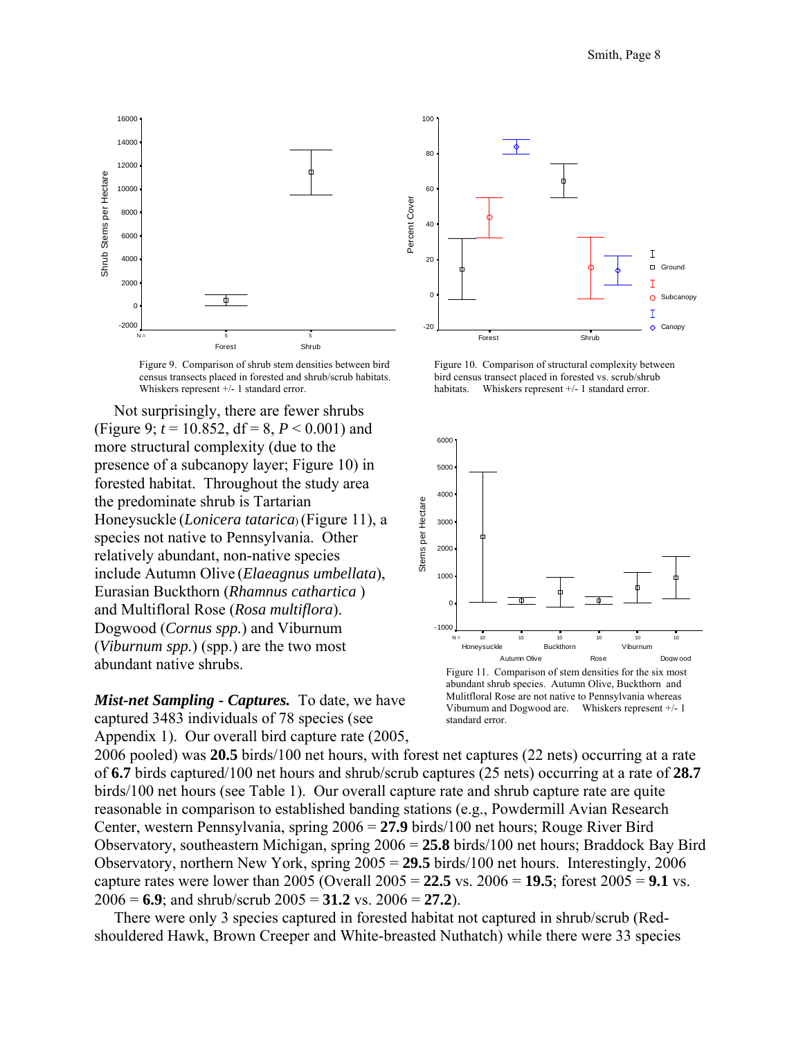Figure 9. Comparison of shrub stem densities between bird census transects placed in forested and shrub/scrub habitats. Whiskers represent +/- 1 standard error.

Figure 10. Comparison of structural complexity between bird census transect placed in forested vs. scrub/shrub habitats. Whiskers represent +/- 1 standard error.

Not surprisingly, there are fewer shrubs (Figure 9; $t = 10.852$, df = 8, $P < 0.001$) and more structural complexity (due to the presence of a subcanopy layer; Figure 10) in forested habitat. Throughout the study area the predominate shrub is Tartarian Honeysuckle (*Lonicera tatarica*) (Figure 11), a species not native to Pennsylvania. Other relatively abundant, non-native species include Autumn Olive (*Elaeagnus umbellata*), Eurasian Buckthorn (*Rhamnus cathartica* ) and Multifloral Rose (*Rosa multiflora*). Dogwood (*Cornus spp.*) and Viburnum (*Viburnum spp.*) (spp.) are the two most abundant native shrubs.

Figure 11. Comparison of stem densities for the six most abundant shrub species. Autumn Olive, Buckthorn and Mulitfloral Rose are not native to Pennsylvania whereas Viburnum and Dogwood are. Whiskers represent +/- 1 standard error.

***Mist-net Sampling - Captures.*** To date, we have captured 3483 individuals of 78 species (see Appendix 1). Our overall bird capture rate (2005, 2006 pooled) was **20.5** birds/100 net hours, with forest net captures (22 nets) occurring at a rate of **6.7** birds captured/100 net hours and shrub/scrub captures (25 nets) occurring at a rate of **28.7** birds/100 net hours (see Table 1). Our overall capture rate and shrub capture rate are quite reasonable in comparison to established banding stations (e.g., Powdermill Avian Research Center, western Pennsylvania, spring 2006 = **27.9** birds/100 net hours; Rouge River Bird Observatory, southeastern Michigan, spring 2006 = **25.8** birds/100 net hours; Braddock Bay Bird Observatory, northern New York, spring 2005 = **29.5** birds/100 net hours. Interestingly, 2006 capture rates were lower than 2005 (Overall 2005 = **22.5** vs. 2006 = **19.5**; forest 2005 = **9.1** vs. 2006 = **6.9**; and shrub/scrub 2005 = **31.2** vs. 2006 = **27.2**).

There were only 3 species captured in forested habitat not captured in shrub/scrub (Red-shouldered Hawk, Brown Creeper and White-breasted Nuthatch) while there were 33 species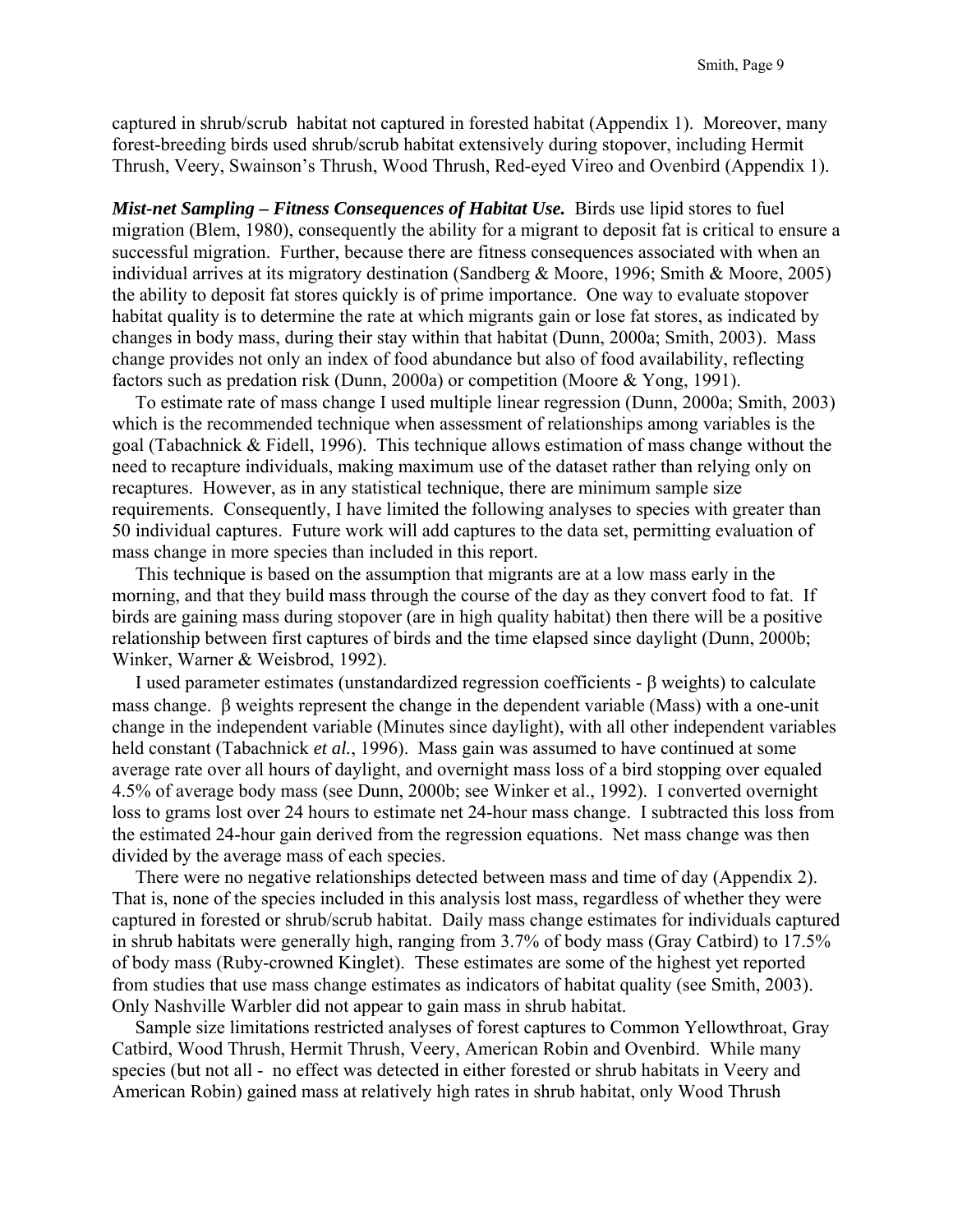captured in shrub/scrub habitat not captured in forested habitat (Appendix 1). Moreover, many forest-breeding birds used shrub/scrub habitat extensively during stopover, including Hermit Thrush, Veery, Swainson's Thrush, Wood Thrush, Red-eyed Vireo and Ovenbird (Appendix 1).

***Mist-net Sampling – Fitness Consequences of Habitat Use.*** Birds use lipid stores to fuel migration (Blem, 1980), consequently the ability for a migrant to deposit fat is critical to ensure a successful migration. Further, because there are fitness consequences associated with when an individual arrives at its migratory destination (Sandberg & Moore, 1996; Smith & Moore, 2005) the ability to deposit fat stores quickly is of prime importance. One way to evaluate stopover habitat quality is to determine the rate at which migrants gain or lose fat stores, as indicated by changes in body mass, during their stay within that habitat (Dunn, 2000a; Smith, 2003). Mass change provides not only an index of food abundance but also of food availability, reflecting factors such as predation risk (Dunn, 2000a) or competition (Moore & Yong, 1991).

To estimate rate of mass change I used multiple linear regression (Dunn, 2000a; Smith, 2003) which is the recommended technique when assessment of relationships among variables is the goal (Tabachnick & Fidell, 1996). This technique allows estimation of mass change without the need to recapture individuals, making maximum use of the dataset rather than relying only on recaptures. However, as in any statistical technique, there are minimum sample size requirements. Consequently, I have limited the following analyses to species with greater than 50 individual captures. Future work will add captures to the data set, permitting evaluation of mass change in more species than included in this report.

This technique is based on the assumption that migrants are at a low mass early in the morning, and that they build mass through the course of the day as they convert food to fat. If birds are gaining mass during stopover (are in high quality habitat) then there will be a positive relationship between first captures of birds and the time elapsed since daylight (Dunn, 2000b; Winker, Warner & Weisbrod, 1992).

I used parameter estimates (unstandardized regression coefficients - $\beta$ weights) to calculate mass change. $\beta$ weights represent the change in the dependent variable (Mass) with a one-unit change in the independent variable (Minutes since daylight), with all other independent variables held constant (Tabachnick *et al.*, 1996). Mass gain was assumed to have continued at some average rate over all hours of daylight, and overnight mass loss of a bird stopping over equaled 4.5% of average body mass (see Dunn, 2000b; see Winker et al., 1992). I converted overnight loss to grams lost over 24 hours to estimate net 24-hour mass change. I subtracted this loss from the estimated 24-hour gain derived from the regression equations. Net mass change was then divided by the average mass of each species.

There were no negative relationships detected between mass and time of day (Appendix 2). That is, none of the species included in this analysis lost mass, regardless of whether they were captured in forested or shrub/scrub habitat. Daily mass change estimates for individuals captured in shrub habitats were generally high, ranging from 3.7% of body mass (Gray Catbird) to 17.5% of body mass (Ruby-crowned Kinglet). These estimates are some of the highest yet reported from studies that use mass change estimates as indicators of habitat quality (see Smith, 2003). Only Nashville Warbler did not appear to gain mass in shrub habitat.

Sample size limitations restricted analyses of forest captures to Common Yellowthroat, Gray Catbird, Wood Thrush, Hermit Thrush, Veery, American Robin and Ovenbird. While many species (but not all - no effect was detected in either forested or shrub habitats in Veery and American Robin) gained mass at relatively high rates in shrub habitat, only Wood Thrush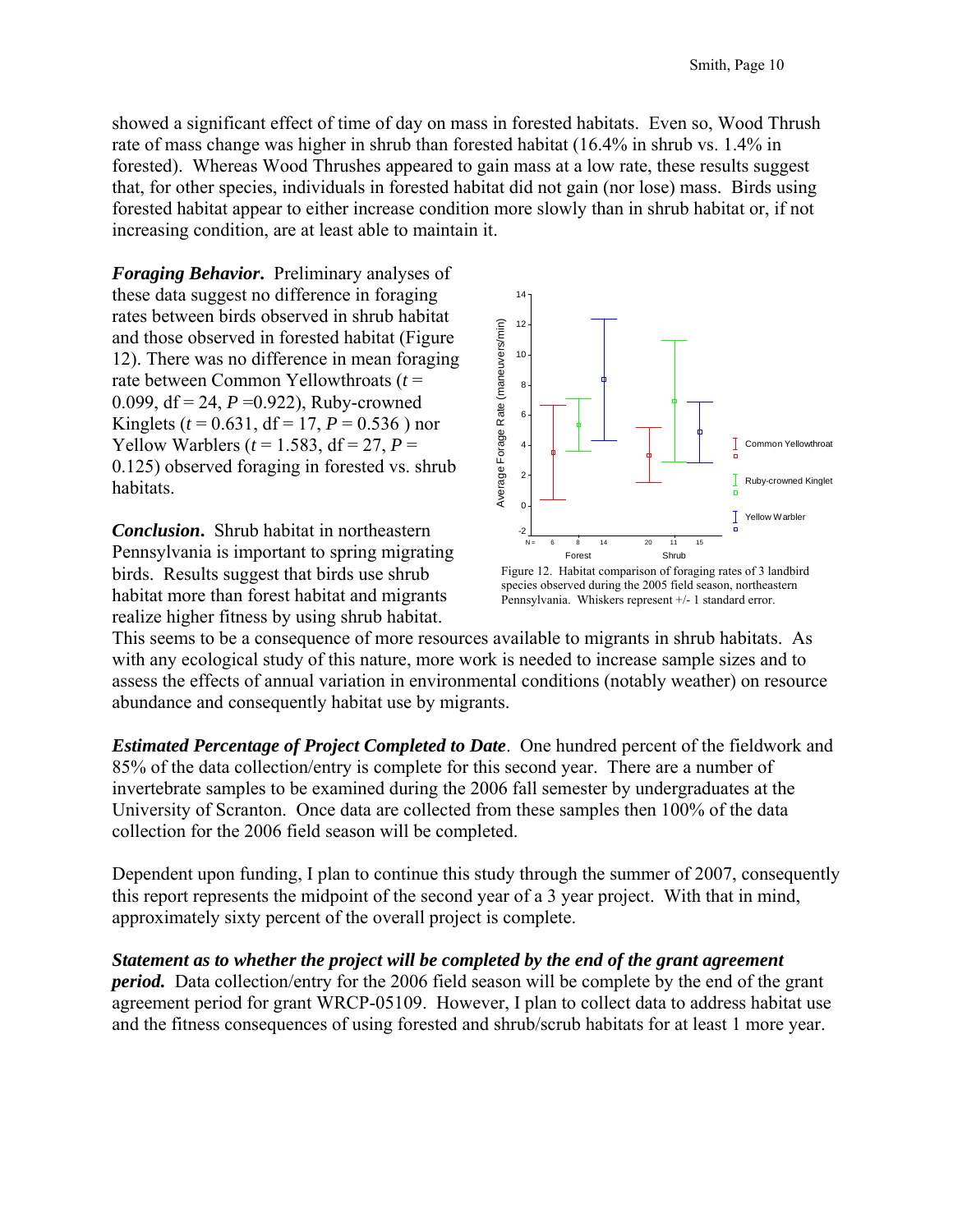showed a significant effect of time of day on mass in forested habitats. Even so, Wood Thrush rate of mass change was higher in shrub than forested habitat (16.4% in shrub vs. 1.4% in forested). Whereas Wood Thrushes appeared to gain mass at a low rate, these results suggest that, for other species, individuals in forested habitat did not gain (nor lose) mass. Birds using forested habitat appear to either increase condition more slowly than in shrub habitat or, if not increasing condition, are at least able to maintain it.

***Foraging Behavior.*** Preliminary analyses of these data suggest no difference in foraging rates between birds observed in shrub habitat and those observed in forested habitat (Figure 12). There was no difference in mean foraging rate between Common Yellowthroats ($t$ = 0.099, df = 24, $P$ =0.922), Ruby-crowned Kinglets ($t$ = 0.631, df = 17, $P$ = 0.536 ) nor Yellow Warblers ($t$ = 1.583, df = 27, $P$ = 0.125) observed foraging in forested vs. shrub habitats.

Figure 12. Habitat comparison of foraging rates of 3 landbird species observed during the 2005 field season, northeastern Pennsylvania. Whiskers represent +/- 1 standard error.

***Conclusion.*** Shrub habitat in northeastern Pennsylvania is important to spring migrating birds. Results suggest that birds use shrub habitat more than forest habitat and migrants realize higher fitness by using shrub habitat. This seems to be a consequence of more resources available to migrants in shrub habitats. As with any ecological study of this nature, more work is needed to increase sample sizes and to assess the effects of annual variation in environmental conditions (notably weather) on resource abundance and consequently habitat use by migrants.

***Estimated Percentage of Project Completed to Date***. One hundred percent of the fieldwork and 85% of the data collection/entry is complete for this second year. There are a number of invertebrate samples to be examined during the 2006 fall semester by undergraduates at the University of Scranton. Once data are collected from these samples then 100% of the data collection for the 2006 field season will be completed.

Dependent upon funding, I plan to continue this study through the summer of 2007, consequently this report represents the midpoint of the second year of a 3 year project. With that in mind, approximately sixty percent of the overall project is complete.

***Statement as to whether the project will be completed by the end of the grant agreement period.*** Data collection/entry for the 2006 field season will be complete by the end of the grant agreement period for grant WRCP-05109. However, I plan to collect data to address habitat use and the fitness consequences of using forested and shrub/scrub habitats for at least 1 more year.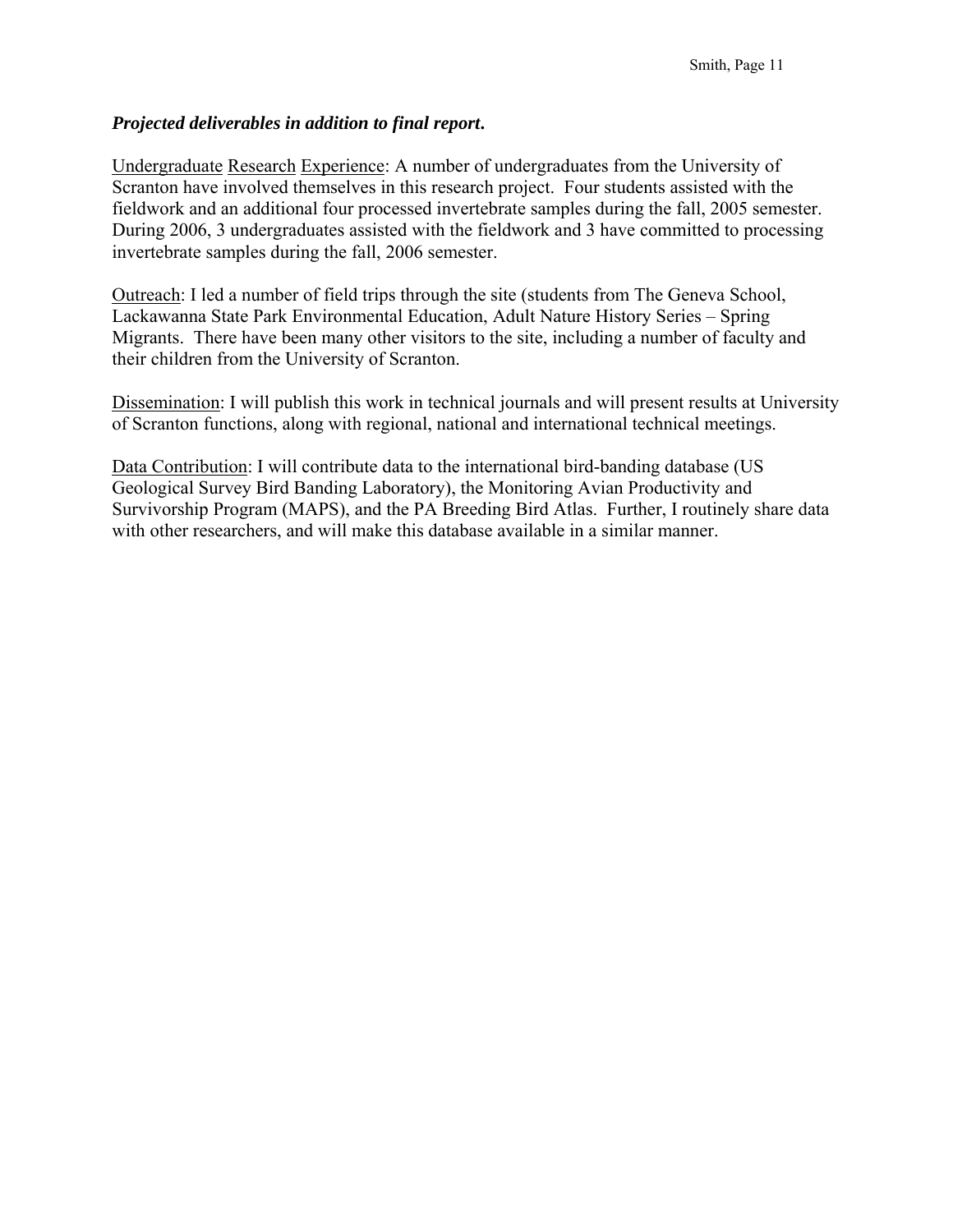***Projected deliverables in addition to final report*.**

Undergraduate Research Experience: A number of undergraduates from the University of Scranton have involved themselves in this research project. Four students assisted with the fieldwork and an additional four processed invertebrate samples during the fall, 2005 semester. During 2006, 3 undergraduates assisted with the fieldwork and 3 have committed to processing invertebrate samples during the fall, 2006 semester.

Outreach: I led a number of field trips through the site (students from The Geneva School, Lackawanna State Park Environmental Education, Adult Nature History Series – Spring Migrants. There have been many other visitors to the site, including a number of faculty and their children from the University of Scranton.

Dissemination: I will publish this work in technical journals and will present results at University of Scranton functions, along with regional, national and international technical meetings.

Data Contribution: I will contribute data to the international bird-banding database (US Geological Survey Bird Banding Laboratory), the Monitoring Avian Productivity and Survivorship Program (MAPS), and the PA Breeding Bird Atlas. Further, I routinely share data with other researchers, and will make this database available in a similar manner.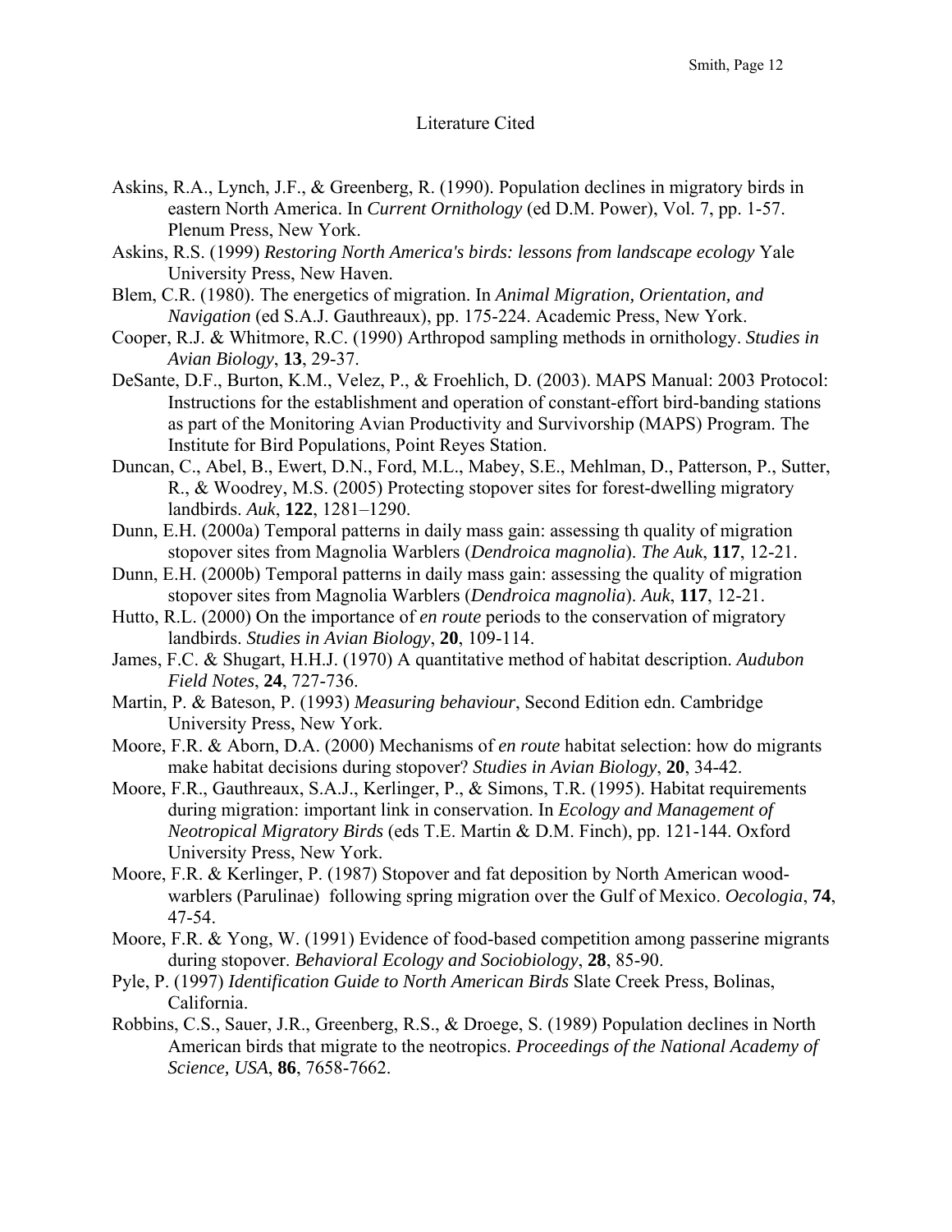# Literature Cited

Askins, R.A., Lynch, J.F., & Greenberg, R. (1990). Population declines in migratory birds in eastern North America. In *Current Ornithology* (ed D.M. Power), Vol. 7, pp. 1-57. Plenum Press, New York.

Askins, R.S. (1999) *Restoring North America's birds: lessons from landscape ecology* Yale University Press, New Haven.

Blem, C.R. (1980). The energetics of migration. In *Animal Migration, Orientation, and Navigation* (ed S.A.J. Gauthreaux), pp. 175-224. Academic Press, New York.

Cooper, R.J. & Whitmore, R.C. (1990) Arthropod sampling methods in ornithology. *Studies in Avian Biology*, **13**, 29-37.

DeSante, D.F., Burton, K.M., Velez, P., & Froehlich, D. (2003). MAPS Manual: 2003 Protocol: Instructions for the establishment and operation of constant-effort bird-banding stations as part of the Monitoring Avian Productivity and Survivorship (MAPS) Program. The Institute for Bird Populations, Point Reyes Station.

Duncan, C., Abel, B., Ewert, D.N., Ford, M.L., Mabey, S.E., Mehlman, D., Patterson, P., Sutter, R., & Woodrey, M.S. (2005) Protecting stopover sites for forest-dwelling migratory landbirds. *Auk*, **122**, 1281–1290.

Dunn, E.H. (2000a) Temporal patterns in daily mass gain: assessing th quality of migration stopover sites from Magnolia Warblers (*Dendroica magnolia*). *The Auk*, **117**, 12-21.

Dunn, E.H. (2000b) Temporal patterns in daily mass gain: assessing the quality of migration stopover sites from Magnolia Warblers (*Dendroica magnolia*). *Auk*, **117**, 12-21.

Hutto, R.L. (2000) On the importance of *en route* periods to the conservation of migratory landbirds. *Studies in Avian Biology*, **20**, 109-114.

James, F.C. & Shugart, H.H.J. (1970) A quantitative method of habitat description. *Audubon Field Notes*, **24**, 727-736.

Martin, P. & Bateson, P. (1993) *Measuring behaviour*, Second Edition edn. Cambridge University Press, New York.

Moore, F.R. & Aborn, D.A. (2000) Mechanisms of *en route* habitat selection: how do migrants make habitat decisions during stopover? *Studies in Avian Biology*, **20**, 34-42.

Moore, F.R., Gauthreaux, S.A.J., Kerlinger, P., & Simons, T.R. (1995). Habitat requirements during migration: important link in conservation. In *Ecology and Management of Neotropical Migratory Birds* (eds T.E. Martin & D.M. Finch), pp. 121-144. Oxford University Press, New York.

Moore, F.R. & Kerlinger, P. (1987) Stopover and fat deposition by North American wood-warblers (Parulinae) following spring migration over the Gulf of Mexico. *Oecologia*, **74**, 47-54.

Moore, F.R. & Yong, W. (1991) Evidence of food-based competition among passerine migrants during stopover. *Behavioral Ecology and Sociobiology*, **28**, 85-90.

Pyle, P. (1997) *Identification Guide to North American Birds* Slate Creek Press, Bolinas, California.

Robbins, C.S., Sauer, J.R., Greenberg, R.S., & Droege, S. (1989) Population declines in North American birds that migrate to the neotropics. *Proceedings of the National Academy of Science, USA*, **86**, 7658-7662.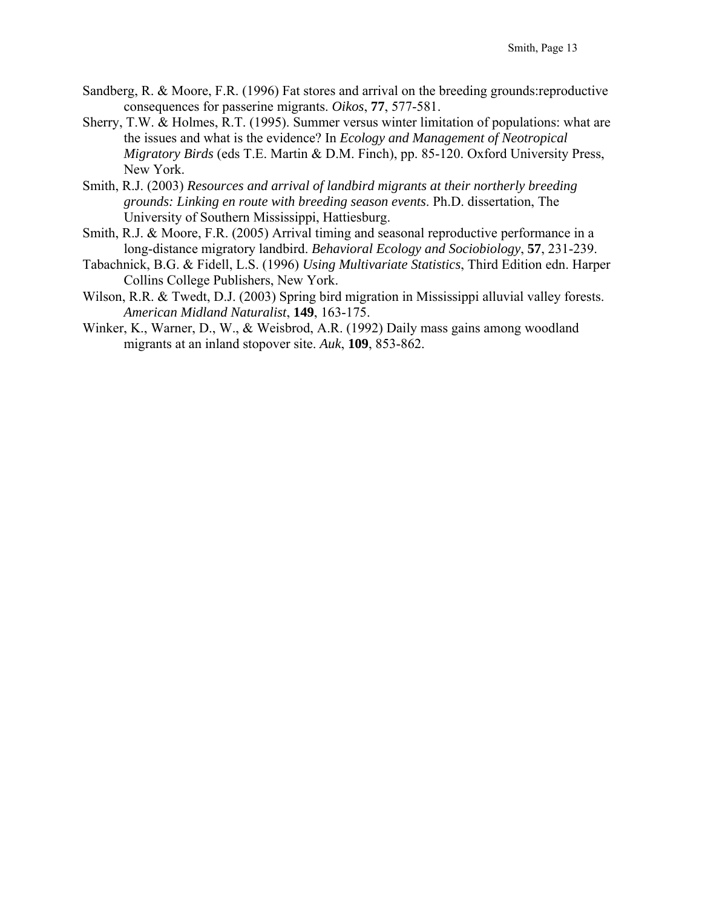Sandberg, R. & Moore, F.R. (1996) Fat stores and arrival on the breeding grounds:reproductive consequences for passerine migrants. *Oikos*, **77**, 577-581.

Sherry, T.W. & Holmes, R.T. (1995). Summer versus winter limitation of populations: what are the issues and what is the evidence? In *Ecology and Management of Neotropical Migratory Birds* (eds T.E. Martin & D.M. Finch), pp. 85-120. Oxford University Press, New York.

Smith, R.J. (2003) *Resources and arrival of landbird migrants at their northerly breeding grounds: Linking en route with breeding season events*. Ph.D. dissertation, The University of Southern Mississippi, Hattiesburg.

Smith, R.J. & Moore, F.R. (2005) Arrival timing and seasonal reproductive performance in a long-distance migratory landbird. *Behavioral Ecology and Sociobiology*, **57**, 231-239.

Tabachnick, B.G. & Fidell, L.S. (1996) *Using Multivariate Statistics*, Third Edition edn. Harper Collins College Publishers, New York.

Wilson, R.R. & Twedt, D.J. (2003) Spring bird migration in Mississippi alluvial valley forests. *American Midland Naturalist*, **149**, 163-175.

Winker, K., Warner, D., W., & Weisbrod, A.R. (1992) Daily mass gains among woodland migrants at an inland stopover site. *Auk*, **109**, 853-862.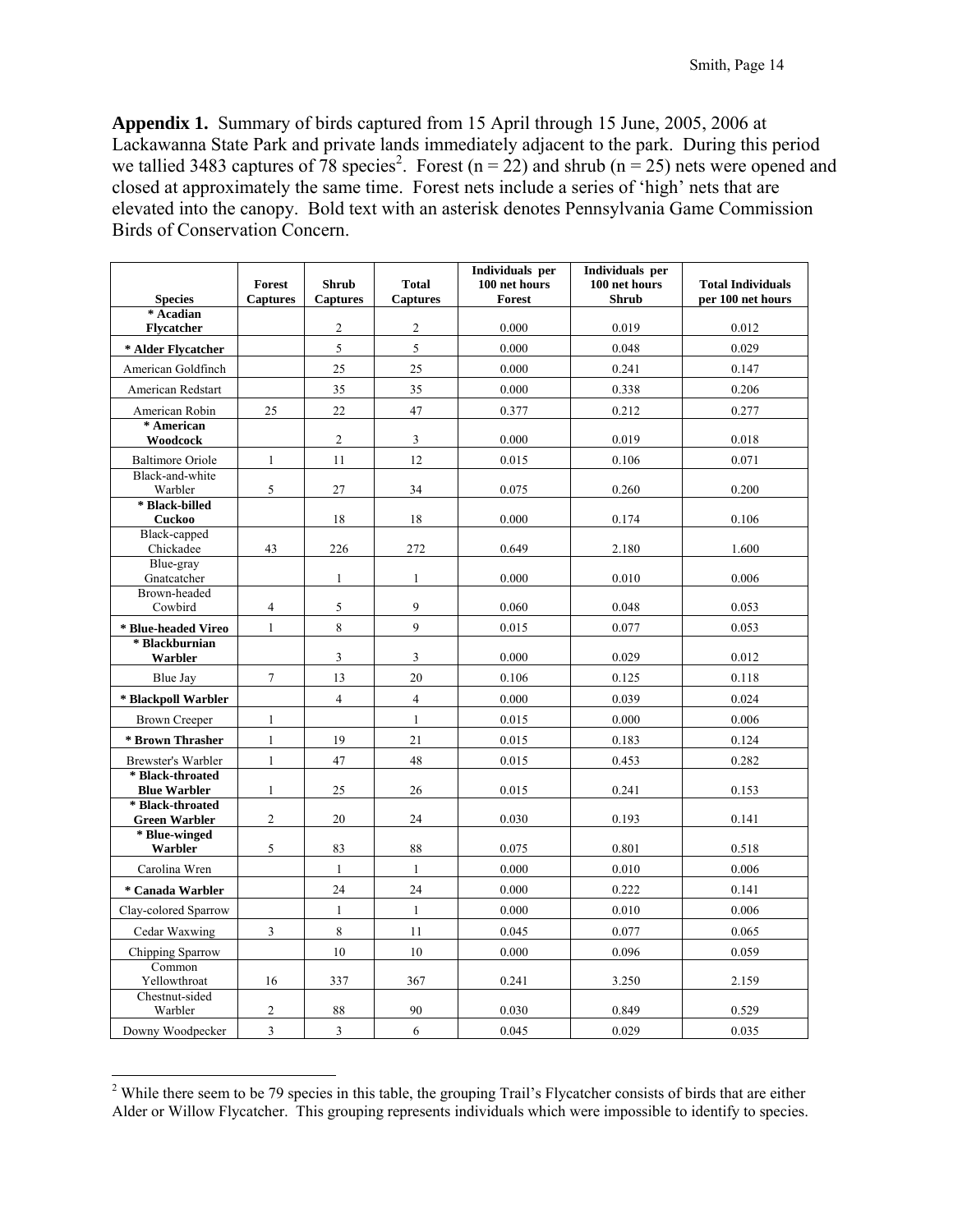**Appendix 1.** Summary of birds captured from 15 April through 15 June, 2005, 2006 at Lackawanna State Park and private lands immediately adjacent to the park. During this period we tallied 3483 captures of 78 species[2]. Forest (n = 22) and shrub (n = 25) nets were opened and closed at approximately the same time. Forest nets include a series of 'high' nets that are elevated into the canopy. Bold text with an asterisk denotes Pennsylvania Game Commission Birds of Conservation Concern.

| Species | Forest Captures | Shrub Captures | Total Captures | Individuals per 100 net hours Forest | Individuals per 100 net hours Shrub | Total Individuals per 100 net hours |
|---|---|---|---|---|---|---|
| **\* Acadian Flycatcher** | | 2 | 2 | 0.000 | 0.019 | 0.012 |
| **\* Alder Flycatcher** | | 5 | 5 | 0.000 | 0.048 | 0.029 |
| American Goldfinch | | 25 | 25 | 0.000 | 0.241 | 0.147 |
| American Redstart | | 35 | 35 | 0.000 | 0.338 | 0.206 |
| American Robin | 25 | 22 | 47 | 0.377 | 0.212 | 0.277 |
| **\* American Woodcock** | | 2 | 3 | 0.000 | 0.019 | 0.018 |
| Baltimore Oriole | 1 | 11 | 12 | 0.015 | 0.106 | 0.071 |
| Black-and-white Warbler | 5 | 27 | 34 | 0.075 | 0.260 | 0.200 |
| **\* Black-billed Cuckoo** | | 18 | 18 | 0.000 | 0.174 | 0.106 |
| Black-capped Chickadee | 43 | 226 | 272 | 0.649 | 2.180 | 1.600 |
| Blue-gray Gnatcatcher | | 1 | 1 | 0.000 | 0.010 | 0.006 |
| Brown-headed Cowbird | 4 | 5 | 9 | 0.060 | 0.048 | 0.053 |
| **\* Blue-headed Vireo** | 1 | 8 | 9 | 0.015 | 0.077 | 0.053 |
| **\* Blackburnian Warbler** | | 3 | 3 | 0.000 | 0.029 | 0.012 |
| Blue Jay | 7 | 13 | 20 | 0.106 | 0.125 | 0.118 |
| **\* Blackpoll Warbler** | | 4 | 4 | 0.000 | 0.039 | 0.024 |
| Brown Creeper | 1 | | 1 | 0.015 | 0.000 | 0.006 |
| **\* Brown Thrasher** | 1 | 19 | 21 | 0.015 | 0.183 | 0.124 |
| Brewster's Warbler | 1 | 47 | 48 | 0.015 | 0.453 | 0.282 |
| **\* Black-throated Blue Warbler** | 1 | 25 | 26 | 0.015 | 0.241 | 0.153 |
| **\* Black-throated Green Warbler** | 2 | 20 | 24 | 0.030 | 0.193 | 0.141 |
| **\* Blue-winged Warbler** | 5 | 83 | 88 | 0.075 | 0.801 | 0.518 |
| Carolina Wren | | 1 | 1 | 0.000 | 0.010 | 0.006 |
| **\* Canada Warbler** | | 24 | 24 | 0.000 | 0.222 | 0.141 |
| Clay-colored Sparrow | | 1 | 1 | 0.000 | 0.010 | 0.006 |
| Cedar Waxwing | 3 | 8 | 11 | 0.045 | 0.077 | 0.065 |
| Chipping Sparrow | | 10 | 10 | 0.000 | 0.096 | 0.059 |
| Common Yellowthroat | 16 | 337 | 367 | 0.241 | 3.250 | 2.159 |
| Chestnut-sided Warbler | 2 | 88 | 90 | 0.030 | 0.849 | 0.529 |
| Downy Woodpecker | 3 | 3 | 6 | 0.045 | 0.029 | 0.035 |

[2] While there seem to be 79 species in this table, the grouping Trail's Flycatcher consists of birds that are either Alder or Willow Flycatcher. This grouping represents individuals which were impossible to identify to species.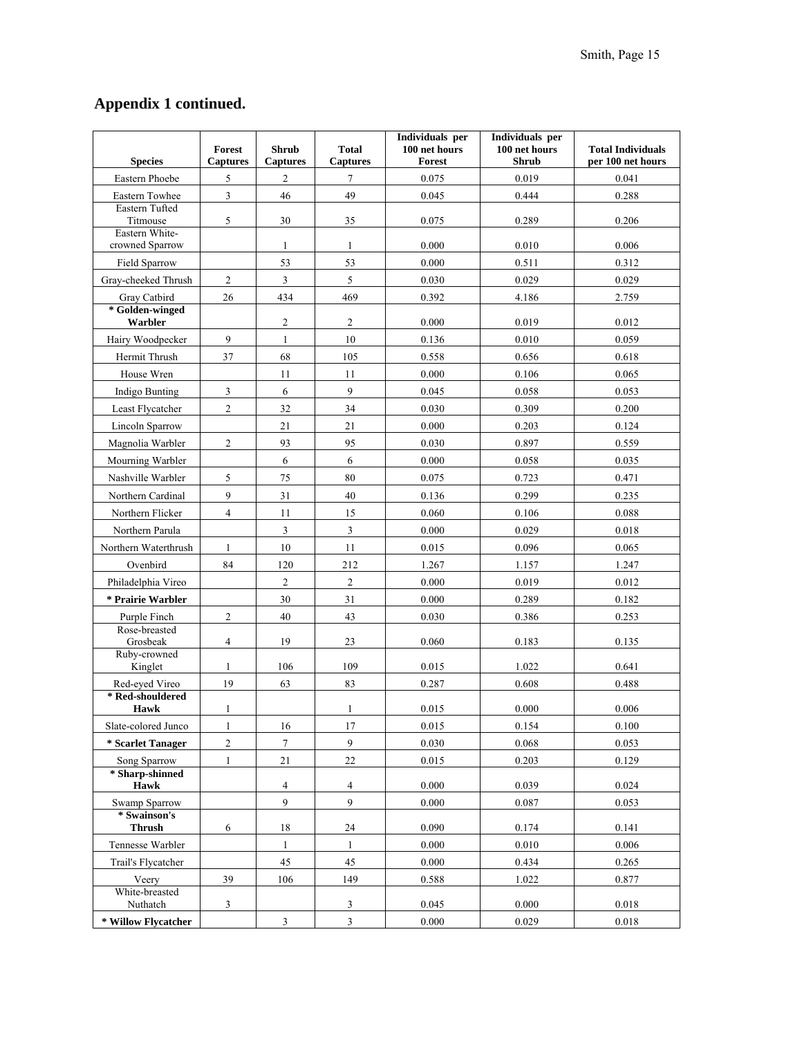## Appendix 1 continued.

| Species | Forest Captures | Shrub Captures | Total Captures | Individuals per 100 net hours Forest | Individuals per 100 net hours Shrub | Total Individuals per 100 net hours |
|---|---|---|---|---|---|---|
| Eastern Phoebe | 5 | 2 | 7 | 0.075 | 0.019 | 0.041 |
| Eastern Towhee | 3 | 46 | 49 | 0.045 | 0.444 | 0.288 |
| Eastern Tufted Titmouse | 5 | 30 | 35 | 0.075 | 0.289 | 0.206 |
| Eastern White-crowned Sparrow | | 1 | 1 | 0.000 | 0.010 | 0.006 |
| Field Sparrow | | 53 | 53 | 0.000 | 0.511 | 0.312 |
| Gray-cheeked Thrush | 2 | 3 | 5 | 0.030 | 0.029 | 0.029 |
| Gray Catbird | 26 | 434 | 469 | 0.392 | 4.186 | 2.759 |
| **\* Golden-winged Warbler** | | 2 | 2 | 0.000 | 0.019 | 0.012 |
| Hairy Woodpecker | 9 | 1 | 10 | 0.136 | 0.010 | 0.059 |
| Hermit Thrush | 37 | 68 | 105 | 0.558 | 0.656 | 0.618 |
| House Wren | | 11 | 11 | 0.000 | 0.106 | 0.065 |
| Indigo Bunting | 3 | 6 | 9 | 0.045 | 0.058 | 0.053 |
| Least Flycatcher | 2 | 32 | 34 | 0.030 | 0.309 | 0.200 |
| Lincoln Sparrow | | 21 | 21 | 0.000 | 0.203 | 0.124 |
| Magnolia Warbler | 2 | 93 | 95 | 0.030 | 0.897 | 0.559 |
| Mourning Warbler | | 6 | 6 | 0.000 | 0.058 | 0.035 |
| Nashville Warbler | 5 | 75 | 80 | 0.075 | 0.723 | 0.471 |
| Northern Cardinal | 9 | 31 | 40 | 0.136 | 0.299 | 0.235 |
| Northern Flicker | 4 | 11 | 15 | 0.060 | 0.106 | 0.088 |
| Northern Parula | | 3 | 3 | 0.000 | 0.029 | 0.018 |
| Northern Waterthrush | 1 | 10 | 11 | 0.015 | 0.096 | 0.065 |
| Ovenbird | 84 | 120 | 212 | 1.267 | 1.157 | 1.247 |
| Philadelphia Vireo | | 2 | 2 | 0.000 | 0.019 | 0.012 |
| **\* Prairie Warbler** | | 30 | 31 | 0.000 | 0.289 | 0.182 |
| Purple Finch | 2 | 40 | 43 | 0.030 | 0.386 | 0.253 |
| Rose-breasted Grosbeak | 4 | 19 | 23 | 0.060 | 0.183 | 0.135 |
| Ruby-crowned Kinglet | 1 | 106 | 109 | 0.015 | 1.022 | 0.641 |
| Red-eyed Vireo | 19 | 63 | 83 | 0.287 | 0.608 | 0.488 |
| **\* Red-shouldered Hawk** | 1 | | 1 | 0.015 | 0.000 | 0.006 |
| Slate-colored Junco | 1 | 16 | 17 | 0.015 | 0.154 | 0.100 |
| **\* Scarlet Tanager** | 2 | 7 | 9 | 0.030 | 0.068 | 0.053 |
| Song Sparrow | 1 | 21 | 22 | 0.015 | 0.203 | 0.129 |
| **\* Sharp-shinned Hawk** | | 4 | 4 | 0.000 | 0.039 | 0.024 |
| Swamp Sparrow | | 9 | 9 | 0.000 | 0.087 | 0.053 |
| **\* Swainson's Thrush** | 6 | 18 | 24 | 0.090 | 0.174 | 0.141 |
| Tennesse Warbler | | 1 | 1 | 0.000 | 0.010 | 0.006 |
| Trail's Flycatcher | | 45 | 45 | 0.000 | 0.434 | 0.265 |
| Veery | 39 | 106 | 149 | 0.588 | 1.022 | 0.877 |
| White-breasted Nuthatch | 3 | | 3 | 0.045 | 0.000 | 0.018 |
| **\* Willow Flycatcher** | | 3 | 3 | 0.000 | 0.029 | 0.018 |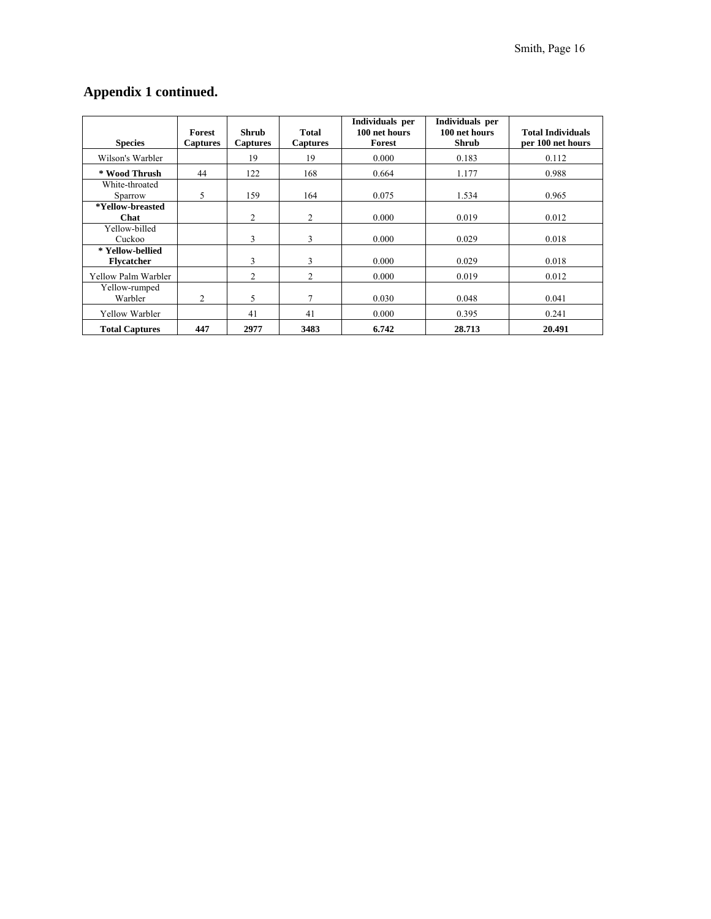## Appendix 1 continued.

| Species | Forest Captures | Shrub Captures | Total Captures | Individuals per 100 net hours Forest | Individuals per 100 net hours Shrub | Total Individuals per 100 net hours |
|---|---|---|---|---|---|---|
| Wilson's Warbler | | 19 | 19 | 0.000 | 0.183 | 0.112 |
| **\* Wood Thrush** | 44 | 122 | 168 | 0.664 | 1.177 | 0.988 |
| White-throated Sparrow | 5 | 159 | 164 | 0.075 | 1.534 | 0.965 |
| **\*Yellow-breasted Chat** | | 2 | 2 | 0.000 | 0.019 | 0.012 |
| Yellow-billed Cuckoo | | 3 | 3 | 0.000 | 0.029 | 0.018 |
| **\* Yellow-bellied Flycatcher** | | 3 | 3 | 0.000 | 0.029 | 0.018 |
| Yellow Palm Warbler | | 2 | 2 | 0.000 | 0.019 | 0.012 |
| Yellow-rumped Warbler | 2 | 5 | 7 | 0.030 | 0.048 | 0.041 |
| Yellow Warbler | | 41 | 41 | 0.000 | 0.395 | 0.241 |
| **Total Captures** | **447** | **2977** | **3483** | **6.742** | **28.713** | **20.491** |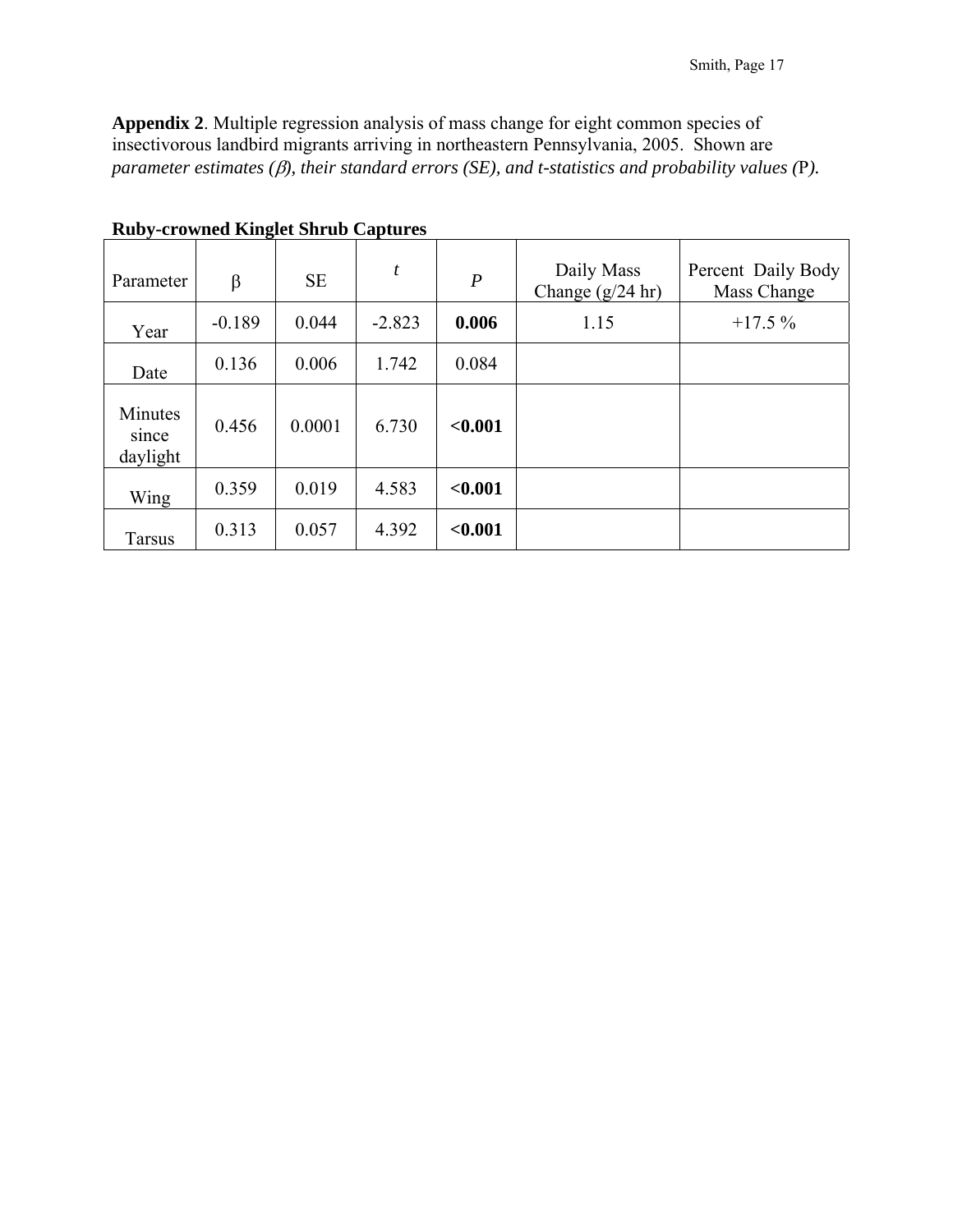**Appendix 2**. Multiple regression analysis of mass change for eight common species of insectivorous landbird migrants arriving in northeastern Pennsylvania, 2005. Shown are *parameter estimates (β), their standard errors (SE), and t-statistics and probability values (*P*).*

**Ruby-crowned Kinglet Shrub Captures**

| Parameter | β | SE | *t* | *P* | Daily Mass Change (g/24 hr) | Percent Daily Body Mass Change |
|---|---|---|---|---|---|---|
| Year | -0.189 | 0.044 | -2.823 | **0.006** | 1.15 | +17.5 % |
| Date | 0.136 | 0.006 | 1.742 | 0.084 | | |
| Minutes since daylight | 0.456 | 0.0001 | 6.730 | **<0.001** | | |
| Wing | 0.359 | 0.019 | 4.583 | **<0.001** | | |
| Tarsus | 0.313 | 0.057 | 4.392 | **<0.001** | | |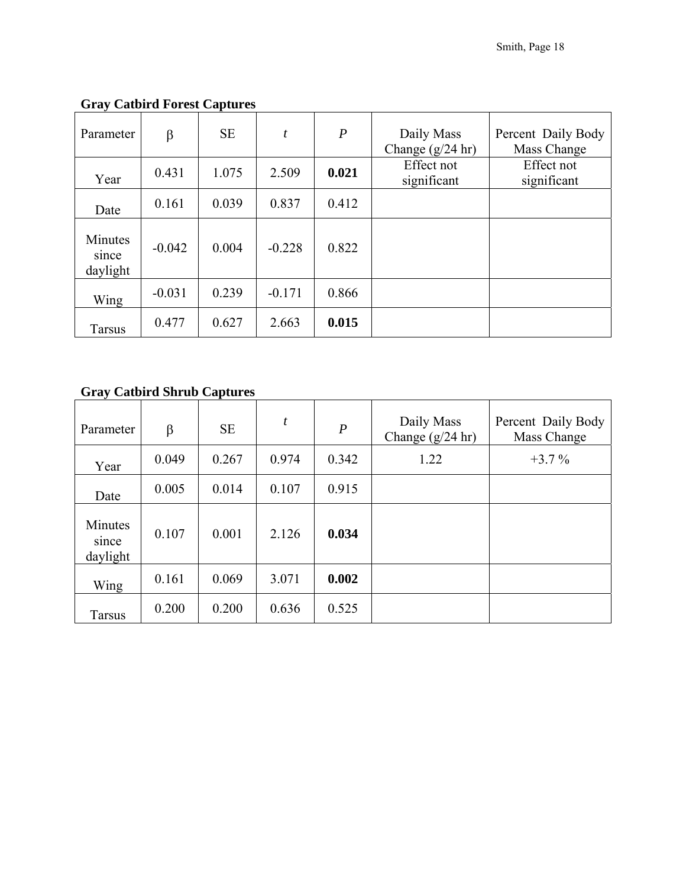**Gray Catbird Forest Captures**

| Parameter | β | SE | *t* | *P* | Daily Mass Change (g/24 hr) | Percent Daily Body Mass Change |
|---|---|---|---|---|---|---|
| Year | 0.431 | 1.075 | 2.509 | **0.021** | Effect not significant | Effect not significant |
| Date | 0.161 | 0.039 | 0.837 | 0.412 | | |
| Minutes since daylight | -0.042 | 0.004 | -0.228 | 0.822 | | |
| Wing | -0.031 | 0.239 | -0.171 | 0.866 | | |
| Tarsus | 0.477 | 0.627 | 2.663 | **0.015** | | |

**Gray Catbird Shrub Captures**

| Parameter | β | SE | *t* | *P* | Daily Mass Change (g/24 hr) | Percent Daily Body Mass Change |
|---|---|---|---|---|---|---|
| Year | 0.049 | 0.267 | 0.974 | 0.342 | 1.22 | +3.7 % |
| Date | 0.005 | 0.014 | 0.107 | 0.915 | | |
| Minutes since daylight | 0.107 | 0.001 | 2.126 | **0.034** | | |
| Wing | 0.161 | 0.069 | 3.071 | **0.002** | | |
| Tarsus | 0.200 | 0.200 | 0.636 | 0.525 | | |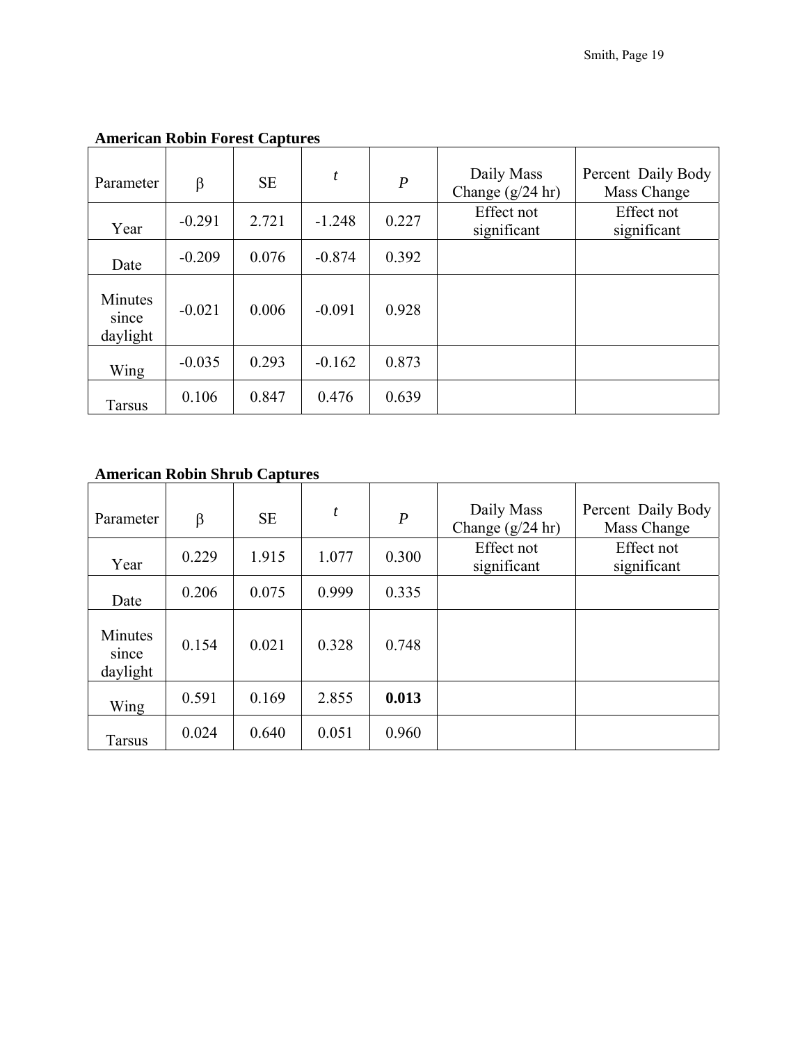**American Robin Forest Captures**

| Parameter | β | SE | *t* | *P* | Daily Mass Change (g/24 hr) | Percent Daily Body Mass Change |
|---|---|---|---|---|---|---|
| Year | -0.291 | 2.721 | -1.248 | 0.227 | Effect not significant | Effect not significant |
| Date | -0.209 | 0.076 | -0.874 | 0.392 | | |
| Minutes since daylight | -0.021 | 0.006 | -0.091 | 0.928 | | |
| Wing | -0.035 | 0.293 | -0.162 | 0.873 | | |
| Tarsus | 0.106 | 0.847 | 0.476 | 0.639 | | |

**American Robin Shrub Captures**

| Parameter | β | SE | *t* | *P* | Daily Mass Change (g/24 hr) | Percent Daily Body Mass Change |
|---|---|---|---|---|---|---|
| Year | 0.229 | 1.915 | 1.077 | 0.300 | Effect not significant | Effect not significant |
| Date | 0.206 | 0.075 | 0.999 | 0.335 | | |
| Minutes since daylight | 0.154 | 0.021 | 0.328 | 0.748 | | |
| Wing | 0.591 | 0.169 | 2.855 | **0.013** | | |
| Tarsus | 0.024 | 0.640 | 0.051 | 0.960 | | |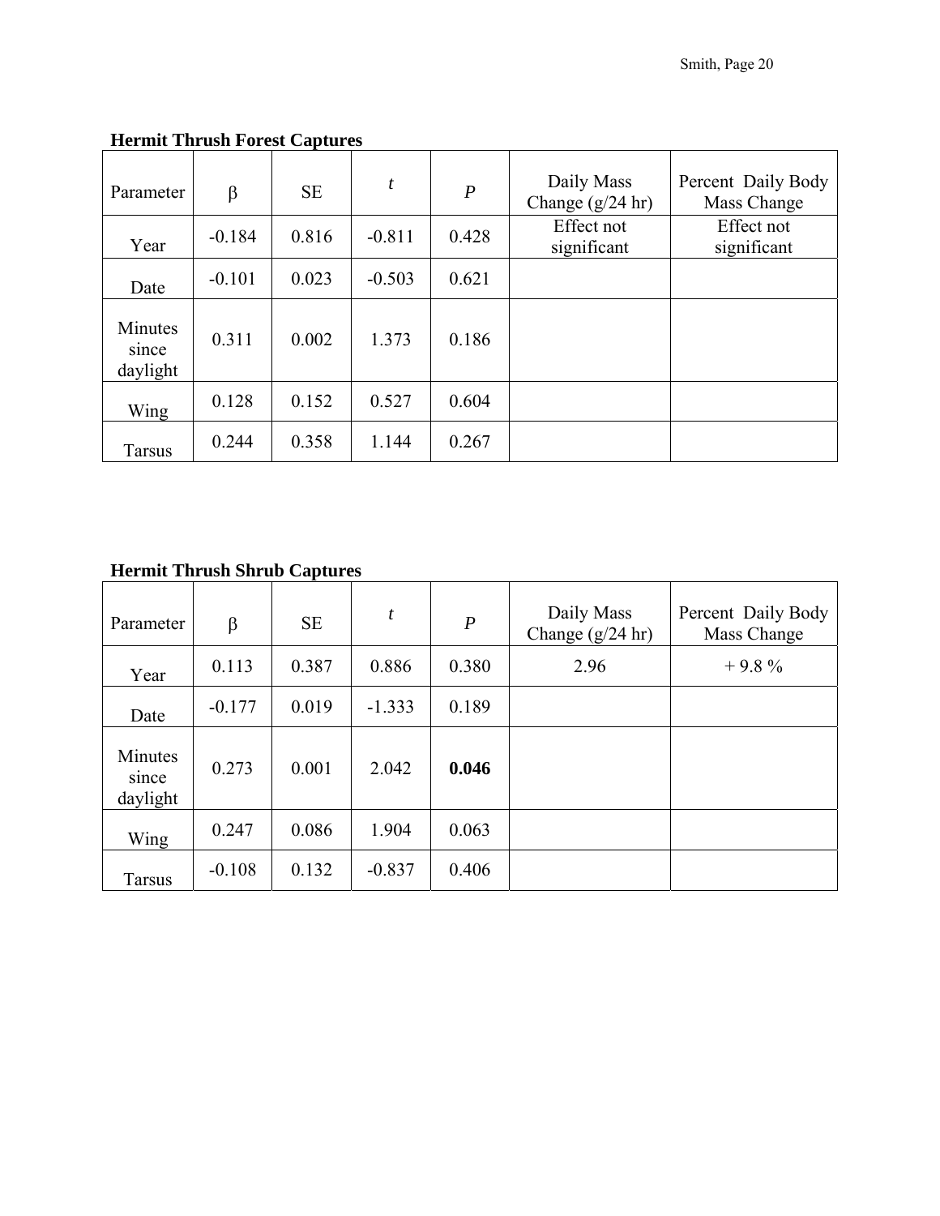**Hermit Thrush Forest Captures**

| Parameter | β | SE | *t* | *P* | Daily Mass Change (g/24 hr) | Percent Daily Body Mass Change |
|---|---|---|---|---|---|---|
| Year | -0.184 | 0.816 | -0.811 | 0.428 | Effect not significant | Effect not significant |
| Date | -0.101 | 0.023 | -0.503 | 0.621 | | |
| Minutes since daylight | 0.311 | 0.002 | 1.373 | 0.186 | | |
| Wing | 0.128 | 0.152 | 0.527 | 0.604 | | |
| Tarsus | 0.244 | 0.358 | 1.144 | 0.267 | | |

**Hermit Thrush Shrub Captures**

| Parameter | β | SE | *t* | *P* | Daily Mass Change (g/24 hr) | Percent Daily Body Mass Change |
|---|---|---|---|---|---|---|
| Year | 0.113 | 0.387 | 0.886 | 0.380 | 2.96 | + 9.8 % |
| Date | -0.177 | 0.019 | -1.333 | 0.189 | | |
| Minutes since daylight | 0.273 | 0.001 | 2.042 | **0.046** | | |
| Wing | 0.247 | 0.086 | 1.904 | 0.063 | | |
| Tarsus | -0.108 | 0.132 | -0.837 | 0.406 | | |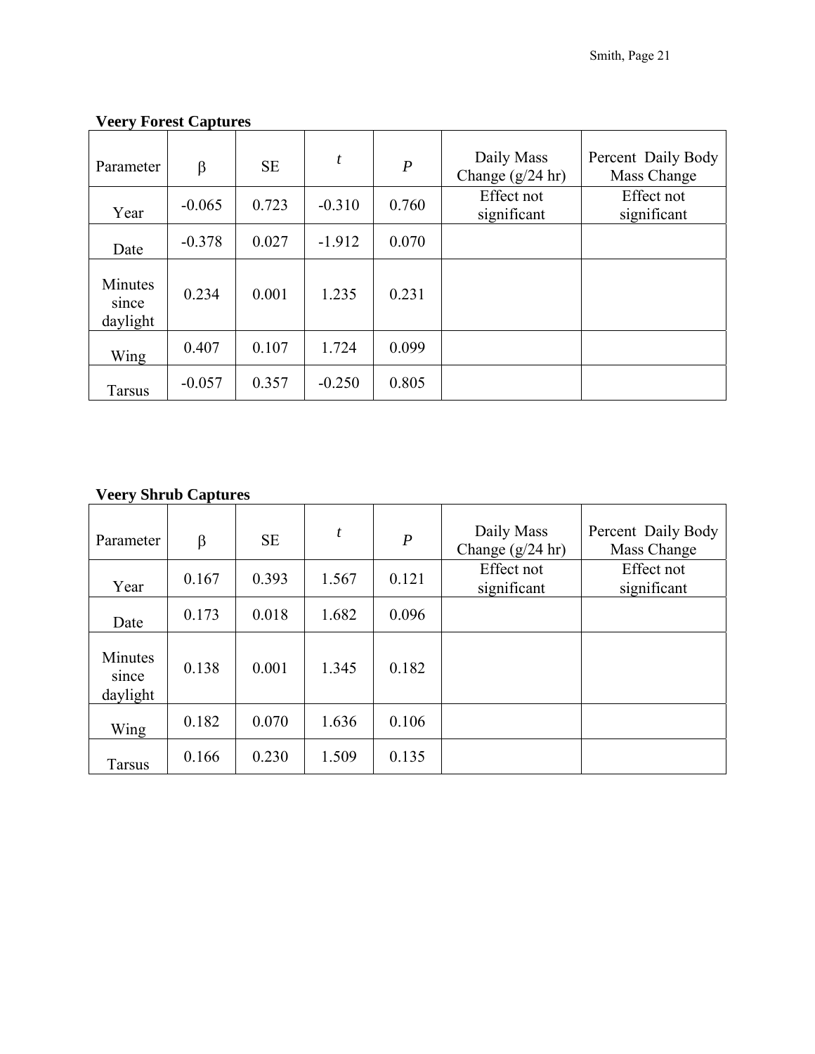**Veery Forest Captures**

| Parameter | β | SE | *t* | *P* | Daily Mass Change (g/24 hr) | Percent Daily Body Mass Change |
|---|---|---|---|---|---|---|
| Year | -0.065 | 0.723 | -0.310 | 0.760 | Effect not significant | Effect not significant |
| Date | -0.378 | 0.027 | -1.912 | 0.070 | | |
| Minutes since daylight | 0.234 | 0.001 | 1.235 | 0.231 | | |
| Wing | 0.407 | 0.107 | 1.724 | 0.099 | | |
| Tarsus | -0.057 | 0.357 | -0.250 | 0.805 | | |

**Veery Shrub Captures**

| Parameter | β | SE | *t* | *P* | Daily Mass Change (g/24 hr) | Percent Daily Body Mass Change |
|---|---|---|---|---|---|---|
| Year | 0.167 | 0.393 | 1.567 | 0.121 | Effect not significant | Effect not significant |
| Date | 0.173 | 0.018 | 1.682 | 0.096 | | |
| Minutes since daylight | 0.138 | 0.001 | 1.345 | 0.182 | | |
| Wing | 0.182 | 0.070 | 1.636 | 0.106 | | |
| Tarsus | 0.166 | 0.230 | 1.509 | 0.135 | | |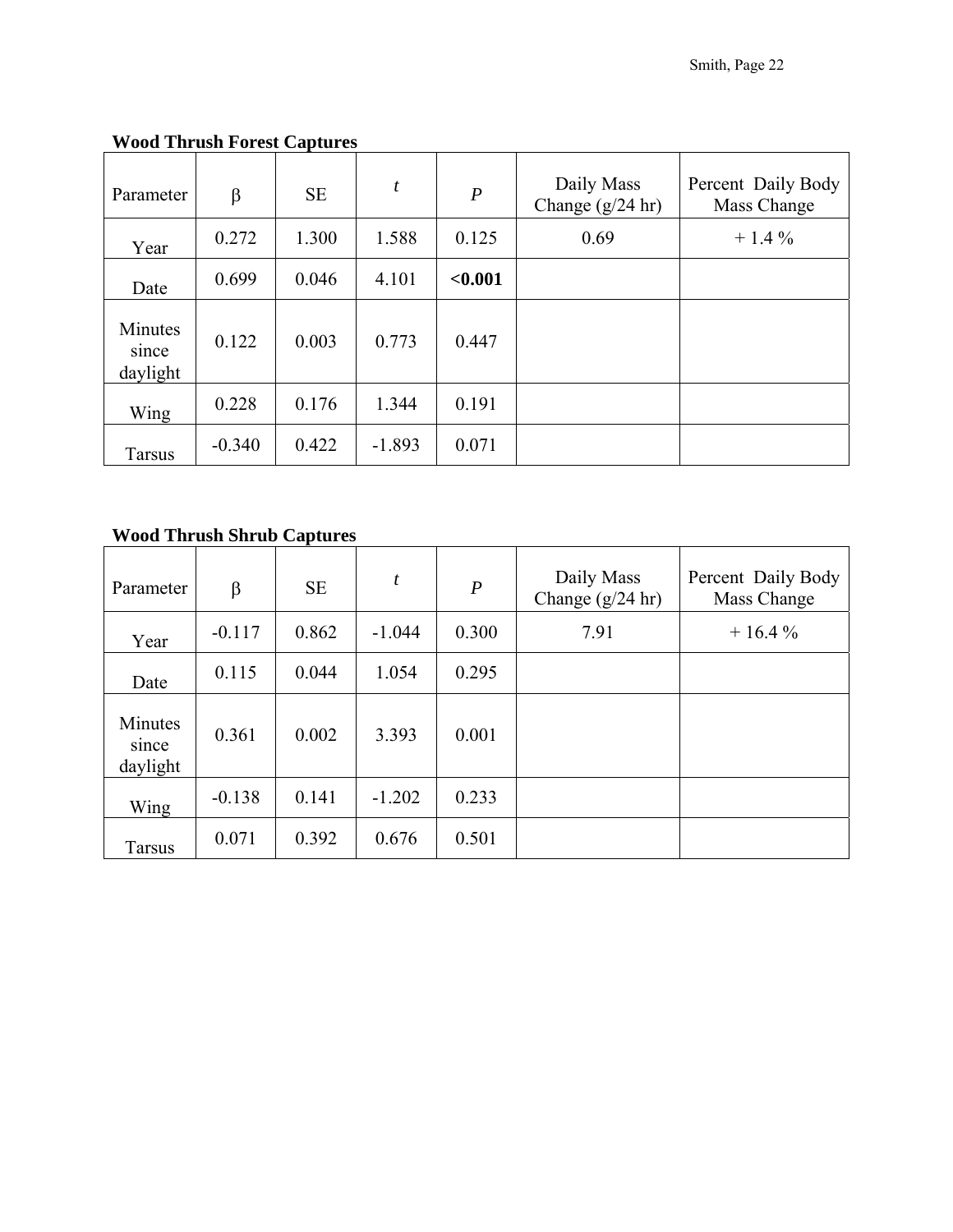**Wood Thrush Forest Captures**

| Parameter | β | SE | *t* | *P* | Daily Mass Change (g/24 hr) | Percent Daily Body Mass Change |
|---|---|---|---|---|---|---|
| Year | 0.272 | 1.300 | 1.588 | 0.125 | 0.69 | + 1.4 % |
| Date | 0.699 | 0.046 | 4.101 | **<0.001** | | |
| Minutes since daylight | 0.122 | 0.003 | 0.773 | 0.447 | | |
| Wing | 0.228 | 0.176 | 1.344 | 0.191 | | |
| Tarsus | -0.340 | 0.422 | -1.893 | 0.071 | | |

**Wood Thrush Shrub Captures**

| Parameter | β | SE | *t* | *P* | Daily Mass Change (g/24 hr) | Percent Daily Body Mass Change |
|---|---|---|---|---|---|---|
| Year | -0.117 | 0.862 | -1.044 | 0.300 | 7.91 | + 16.4 % |
| Date | 0.115 | 0.044 | 1.054 | 0.295 | | |
| Minutes since daylight | 0.361 | 0.002 | 3.393 | 0.001 | | |
| Wing | -0.138 | 0.141 | -1.202 | 0.233 | | |
| Tarsus | 0.071 | 0.392 | 0.676 | 0.501 | | |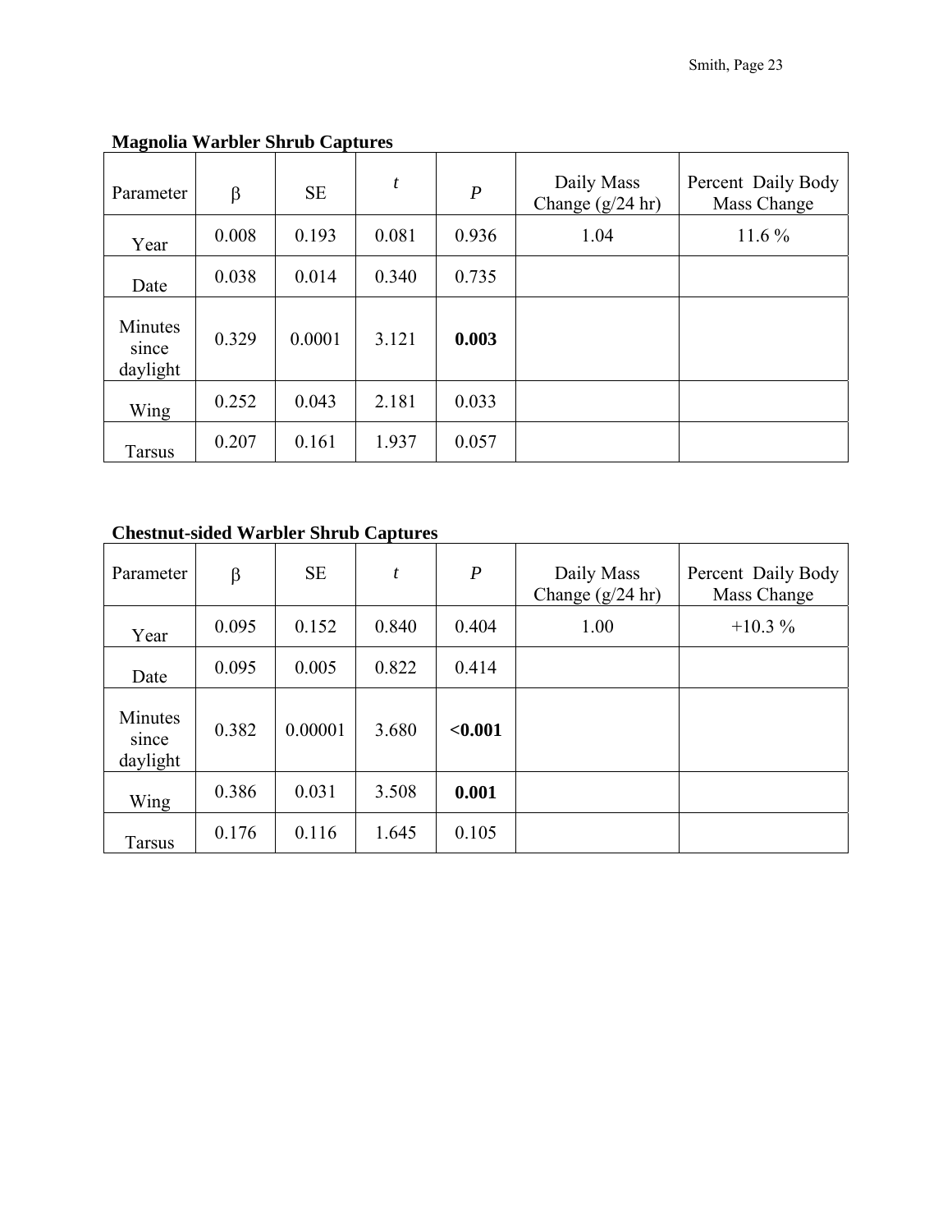**Magnolia Warbler Shrub Captures**

| Parameter | β | SE | *t* | *P* | Daily Mass Change (g/24 hr) | Percent Daily Body Mass Change |
|---|---|---|---|---|---|---|
| Year | 0.008 | 0.193 | 0.081 | 0.936 | 1.04 | 11.6 % |
| Date | 0.038 | 0.014 | 0.340 | 0.735 | | |
| Minutes since daylight | 0.329 | 0.0001 | 3.121 | **0.003** | | |
| Wing | 0.252 | 0.043 | 2.181 | 0.033 | | |
| Tarsus | 0.207 | 0.161 | 1.937 | 0.057 | | |

**Chestnut-sided Warbler Shrub Captures**

| Parameter | β | SE | *t* | *P* | Daily Mass Change (g/24 hr) | Percent Daily Body Mass Change |
|---|---|---|---|---|---|---|
| Year | 0.095 | 0.152 | 0.840 | 0.404 | 1.00 | +10.3 % |
| Date | 0.095 | 0.005 | 0.822 | 0.414 | | |
| Minutes since daylight | 0.382 | 0.00001 | 3.680 | **<0.001** | | |
| Wing | 0.386 | 0.031 | 3.508 | **0.001** | | |
| Tarsus | 0.176 | 0.116 | 1.645 | 0.105 | | |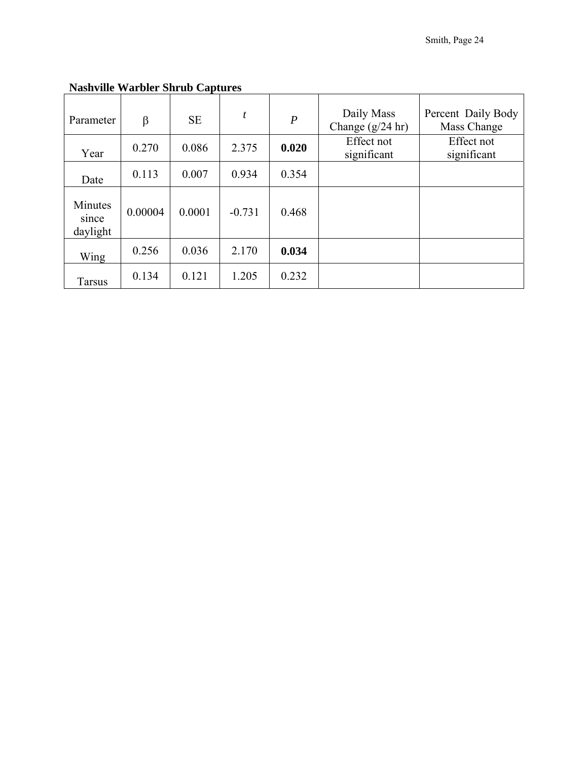**Nashville Warbler Shrub Captures**

| Parameter | β | SE | *t* | *P* | Daily Mass Change (g/24 hr) | Percent Daily Body Mass Change |
|---|---|---|---|---|---|---|
| Year | 0.270 | 0.086 | 2.375 | **0.020** | Effect not significant | Effect not significant |
| Date | 0.113 | 0.007 | 0.934 | 0.354 | | |
| Minutes since daylight | 0.00004 | 0.0001 | -0.731 | 0.468 | | |
| Wing | 0.256 | 0.036 | 2.170 | **0.034** | | |
| Tarsus | 0.134 | 0.121 | 1.205 | 0.232 | | |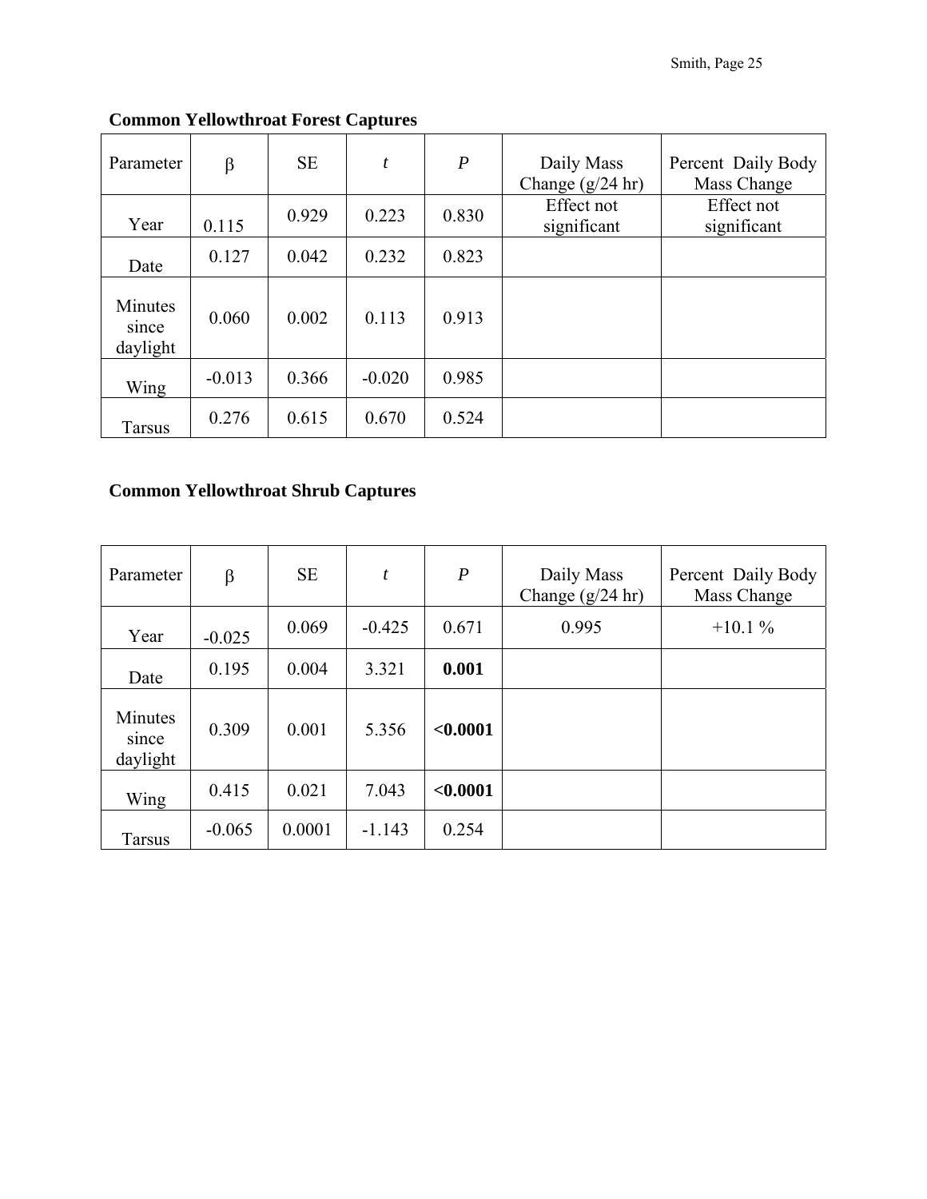**Common Yellowthroat Forest Captures**

| Parameter | β | SE | *t* | *P* | Daily Mass Change (g/24 hr) | Percent Daily Body Mass Change |
|---|---|---|---|---|---|---|
| Year | 0.115 | 0.929 | 0.223 | 0.830 | Effect not significant | Effect not significant |
| Date | 0.127 | 0.042 | 0.232 | 0.823 | | |
| Minutes since daylight | 0.060 | 0.002 | 0.113 | 0.913 | | |
| Wing | -0.013 | 0.366 | -0.020 | 0.985 | | |
| Tarsus | 0.276 | 0.615 | 0.670 | 0.524 | | |

**Common Yellowthroat Shrub Captures**

| Parameter | β | SE | *t* | *P* | Daily Mass Change (g/24 hr) | Percent Daily Body Mass Change |
|---|---|---|---|---|---|---|
| Year | -0.025 | 0.069 | -0.425 | 0.671 | 0.995 | +10.1 % |
| Date | 0.195 | 0.004 | 3.321 | **0.001** | | |
| Minutes since daylight | 0.309 | 0.001 | 5.356 | **<0.0001** | | |
| Wing | 0.415 | 0.021 | 7.043 | **<0.0001** | | |
| Tarsus | -0.065 | 0.0001 | -1.143 | 0.254 | | |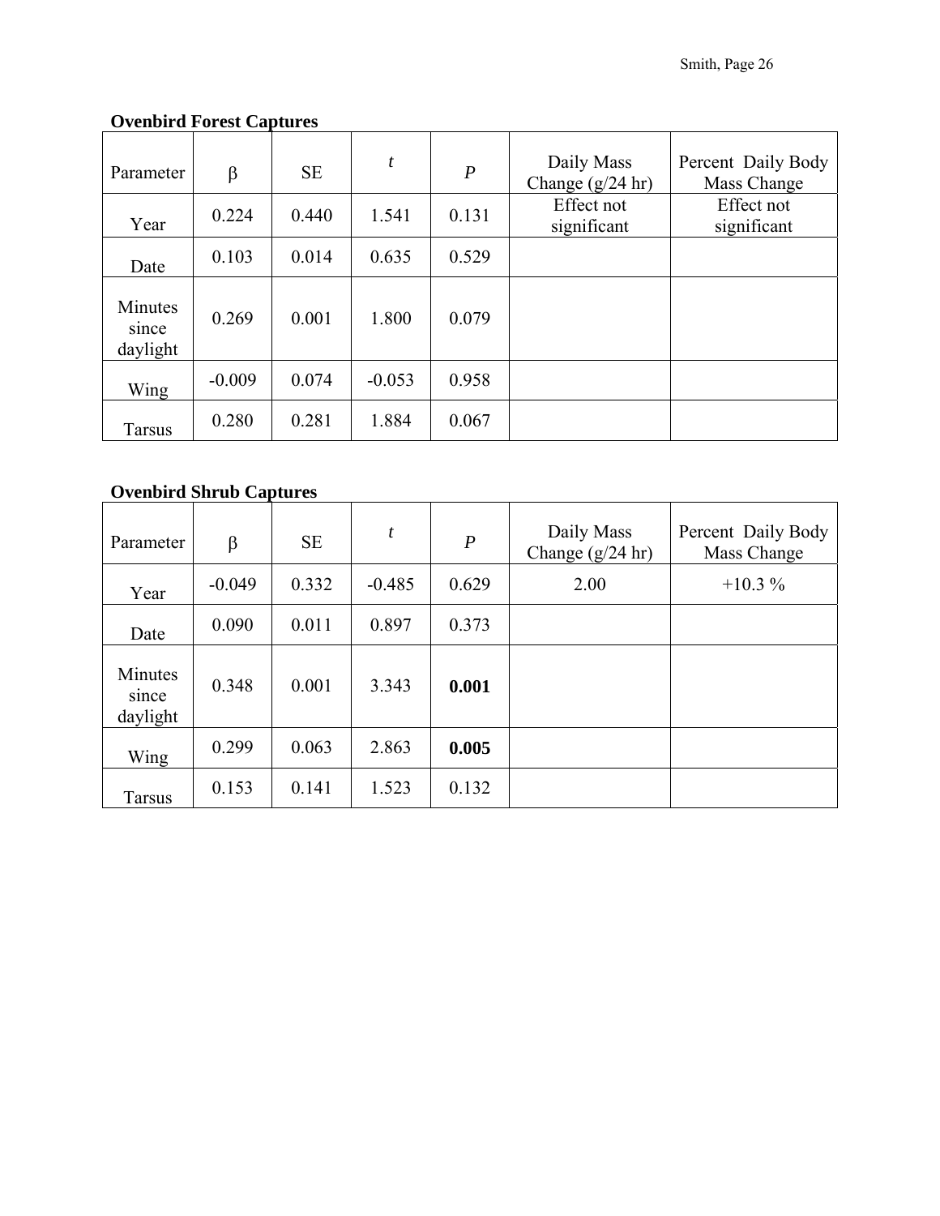**Ovenbird Forest Captures**

| Parameter | β | SE | *t* | *P* | Daily Mass Change (g/24 hr) | Percent Daily Body Mass Change |
|---|---|---|---|---|---|---|
| Year | 0.224 | 0.440 | 1.541 | 0.131 | Effect not significant | Effect not significant |
| Date | 0.103 | 0.014 | 0.635 | 0.529 | | |
| Minutes since daylight | 0.269 | 0.001 | 1.800 | 0.079 | | |
| Wing | -0.009 | 0.074 | -0.053 | 0.958 | | |
| Tarsus | 0.280 | 0.281 | 1.884 | 0.067 | | |

**Ovenbird Shrub Captures**

| Parameter | β | SE | *t* | *P* | Daily Mass Change (g/24 hr) | Percent Daily Body Mass Change |
|---|---|---|---|---|---|---|
| Year | -0.049 | 0.332 | -0.485 | 0.629 | 2.00 | +10.3 % |
| Date | 0.090 | 0.011 | 0.897 | 0.373 | | |
| Minutes since daylight | 0.348 | 0.001 | 3.343 | **0.001** | | |
| Wing | 0.299 | 0.063 | 2.863 | **0.005** | | |
| Tarsus | 0.153 | 0.141 | 1.523 | 0.132 | | |